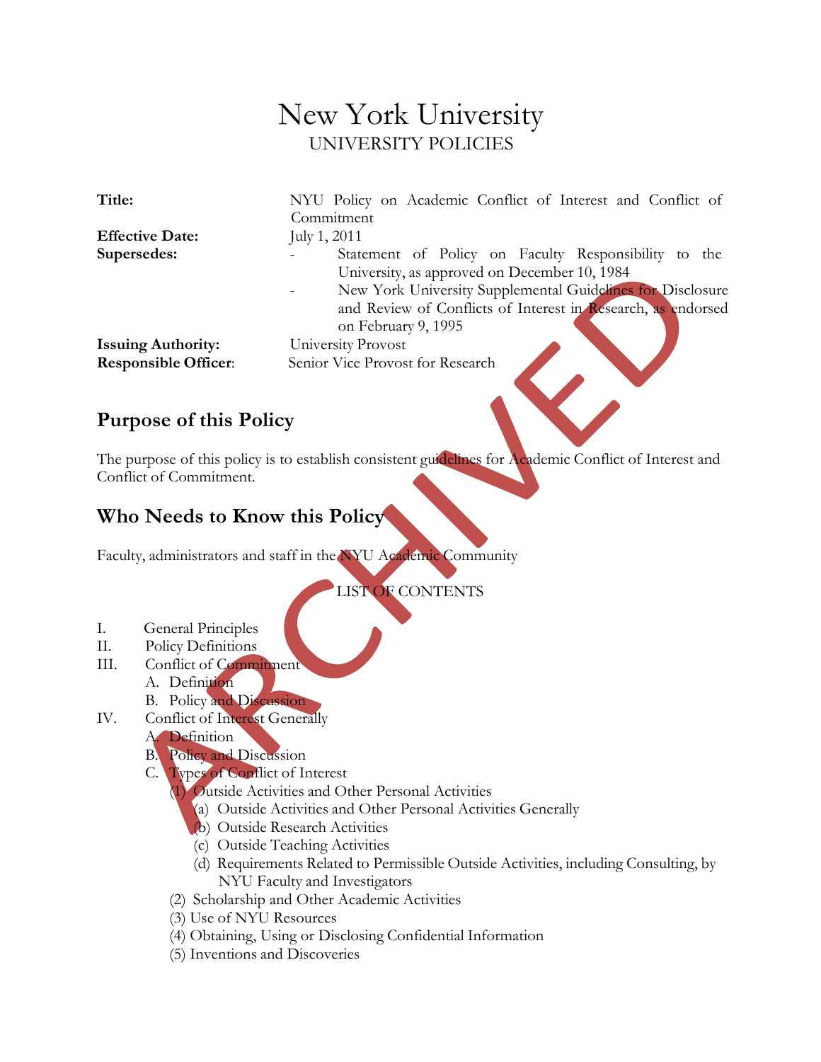# New York University

UNIVERSITY POLICIES

| | |
|---|---|
| **Title:** | NYU Policy on Academic Conflict of Interest and Conflict of Commitment |
| **Effective Date:** | July 1, 2011 |
| **Supersedes:** | - Statement of Policy on Faculty Responsibility to the University, as approved on December 10, 1984<br>- New York University Supplemental Guidelines for Disclosure and Review of Conflicts of Interest in Research, as endorsed on February 9, 1995 |
| **Issuing Authority:** | University Provost |
| **Responsible Officer:** | Senior Vice Provost for Research |

## Purpose of this Policy

The purpose of this policy is to establish consistent guidelines for Academic Conflict of Interest and Conflict of Commitment.

## Who Needs to Know this Policy

Faculty, administrators and staff in the NYU Academic Community

LIST OF CONTENTS

I. General Principles

II. Policy Definitions

III. Conflict of Commitment
- A. Definition
- B. Policy and Discussion

IV. Conflict of Interest Generally
- A. Definition
- B. Policy and Discussion
- C. Types of Conflict of Interest
  - (1) Outside Activities and Other Personal Activities
    - (a) Outside Activities and Other Personal Activities Generally
    - (b) Outside Research Activities
    - (c) Outside Teaching Activities
    - (d) Requirements Related to Permissible Outside Activities, including Consulting, by NYU Faculty and Investigators
  - (2) Scholarship and Other Academic Activities
  - (3) Use of NYU Resources
  - (4) Obtaining, Using or Disclosing Confidential Information
  - (5) Inventions and Discoveries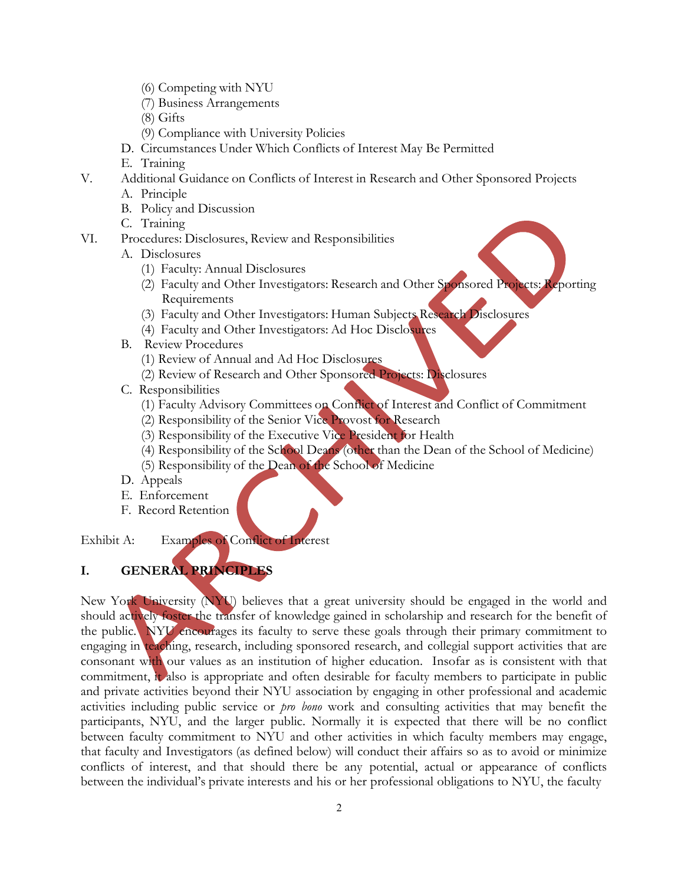(6) Competing with NYU
(7) Business Arrangements
(8) Gifts
(9) Compliance with University Policies

D. Circumstances Under Which Conflicts of Interest May Be Permitted

E. Training

V. Additional Guidance on Conflicts of Interest in Research and Other Sponsored Projects

A. Principle

B. Policy and Discussion

C. Training

VI. Procedures: Disclosures, Review and Responsibilities

A. Disclosures

(1) Faculty: Annual Disclosures
(2) Faculty and Other Investigators: Research and Other Sponsored Projects: Reporting Requirements
(3) Faculty and Other Investigators: Human Subjects Research Disclosures
(4) Faculty and Other Investigators: Ad Hoc Disclosures

B. Review Procedures

(1) Review of Annual and Ad Hoc Disclosures
(2) Review of Research and Other Sponsored Projects: Disclosures

C. Responsibilities

(1) Faculty Advisory Committees on Conflict of Interest and Conflict of Commitment
(2) Responsibility of the Senior Vice Provost for Research
(3) Responsibility of the Executive Vice President for Health
(4) Responsibility of the School Deans (other than the Dean of the School of Medicine)
(5) Responsibility of the Dean of the School of Medicine

D. Appeals

E. Enforcement

F. Record Retention

Exhibit A: Examples of Conflict of Interest

## I. GENERAL PRINCIPLES

New York University (NYU) believes that a great university should be engaged in the world and should actively foster the transfer of knowledge gained in scholarship and research for the benefit of the public. NYU encourages its faculty to serve these goals through their primary commitment to engaging in teaching, research, including sponsored research, and collegial support activities that are consonant with our values as an institution of higher education. Insofar as is consistent with that commitment, it also is appropriate and often desirable for faculty members to participate in public and private activities beyond their NYU association by engaging in other professional and academic activities including public service or *pro bono* work and consulting activities that may benefit the participants, NYU, and the larger public. Normally it is expected that there will be no conflict between faculty commitment to NYU and other activities in which faculty members may engage, that faculty and Investigators (as defined below) will conduct their affairs so as to avoid or minimize conflicts of interest, and that should there be any potential, actual or appearance of conflicts between the individual's private interests and his or her professional obligations to NYU, the faculty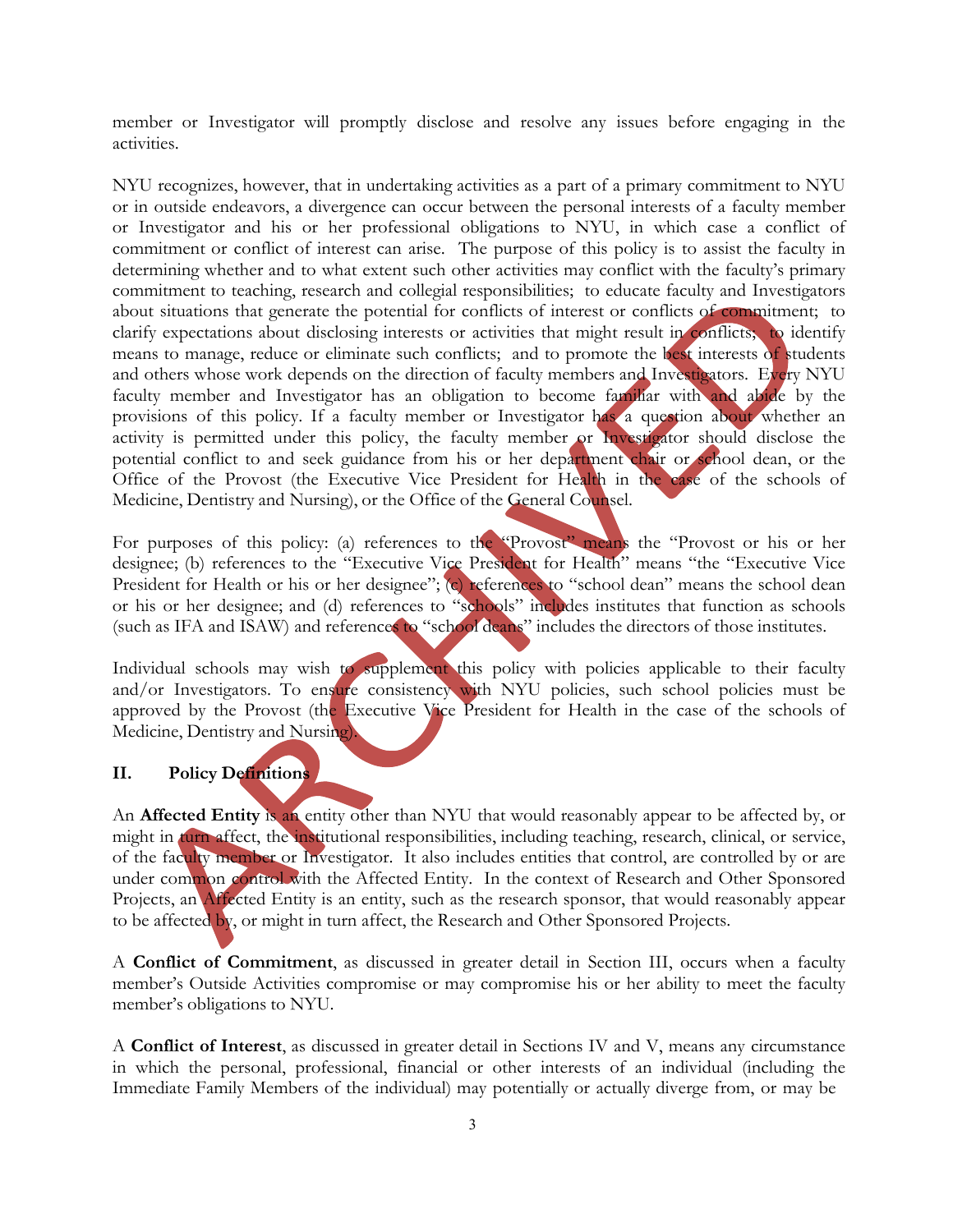member or Investigator will promptly disclose and resolve any issues before engaging in the activities.

NYU recognizes, however, that in undertaking activities as a part of a primary commitment to NYU or in outside endeavors, a divergence can occur between the personal interests of a faculty member or Investigator and his or her professional obligations to NYU, in which case a conflict of commitment or conflict of interest can arise. The purpose of this policy is to assist the faculty in determining whether and to what extent such other activities may conflict with the faculty's primary commitment to teaching, research and collegial responsibilities; to educate faculty and Investigators about situations that generate the potential for conflicts of interest or conflicts of commitment; to clarify expectations about disclosing interests or activities that might result in conflicts; to identify means to manage, reduce or eliminate such conflicts; and to promote the best interests of students and others whose work depends on the direction of faculty members and Investigators. Every NYU faculty member and Investigator has an obligation to become familiar with and abide by the provisions of this policy. If a faculty member or Investigator has a question about whether an activity is permitted under this policy, the faculty member or Investigator should disclose the potential conflict to and seek guidance from his or her department chair or school dean, or the Office of the Provost (the Executive Vice President for Health in the case of the schools of Medicine, Dentistry and Nursing), or the Office of the General Counsel.

For purposes of this policy: (a) references to the "Provost" means the "Provost or his or her designee; (b) references to the "Executive Vice President for Health" means "the Executive Vice President for Health or his or her designee"; (c) references to "school dean" means the school dean or his or her designee; and (d) references to "schools" includes institutes that function as schools (such as IFA and ISAW) and references to "school deans" includes the directors of those institutes.

Individual schools may wish to supplement this policy with policies applicable to their faculty and/or Investigators. To ensure consistency with NYU policies, such school policies must be approved by the Provost (the Executive Vice President for Health in the case of the schools of Medicine, Dentistry and Nursing).

## II. Policy Definitions

An **Affected Entity** is an entity other than NYU that would reasonably appear to be affected by, or might in turn affect, the institutional responsibilities, including teaching, research, clinical, or service, of the faculty member or Investigator. It also includes entities that control, are controlled by or are under common control with the Affected Entity. In the context of Research and Other Sponsored Projects, an Affected Entity is an entity, such as the research sponsor, that would reasonably appear to be affected by, or might in turn affect, the Research and Other Sponsored Projects.

A **Conflict of Commitment**, as discussed in greater detail in Section III, occurs when a faculty member's Outside Activities compromise or may compromise his or her ability to meet the faculty member's obligations to NYU.

A **Conflict of Interest**, as discussed in greater detail in Sections IV and V, means any circumstance in which the personal, professional, financial or other interests of an individual (including the Immediate Family Members of the individual) may potentially or actually diverge from, or may be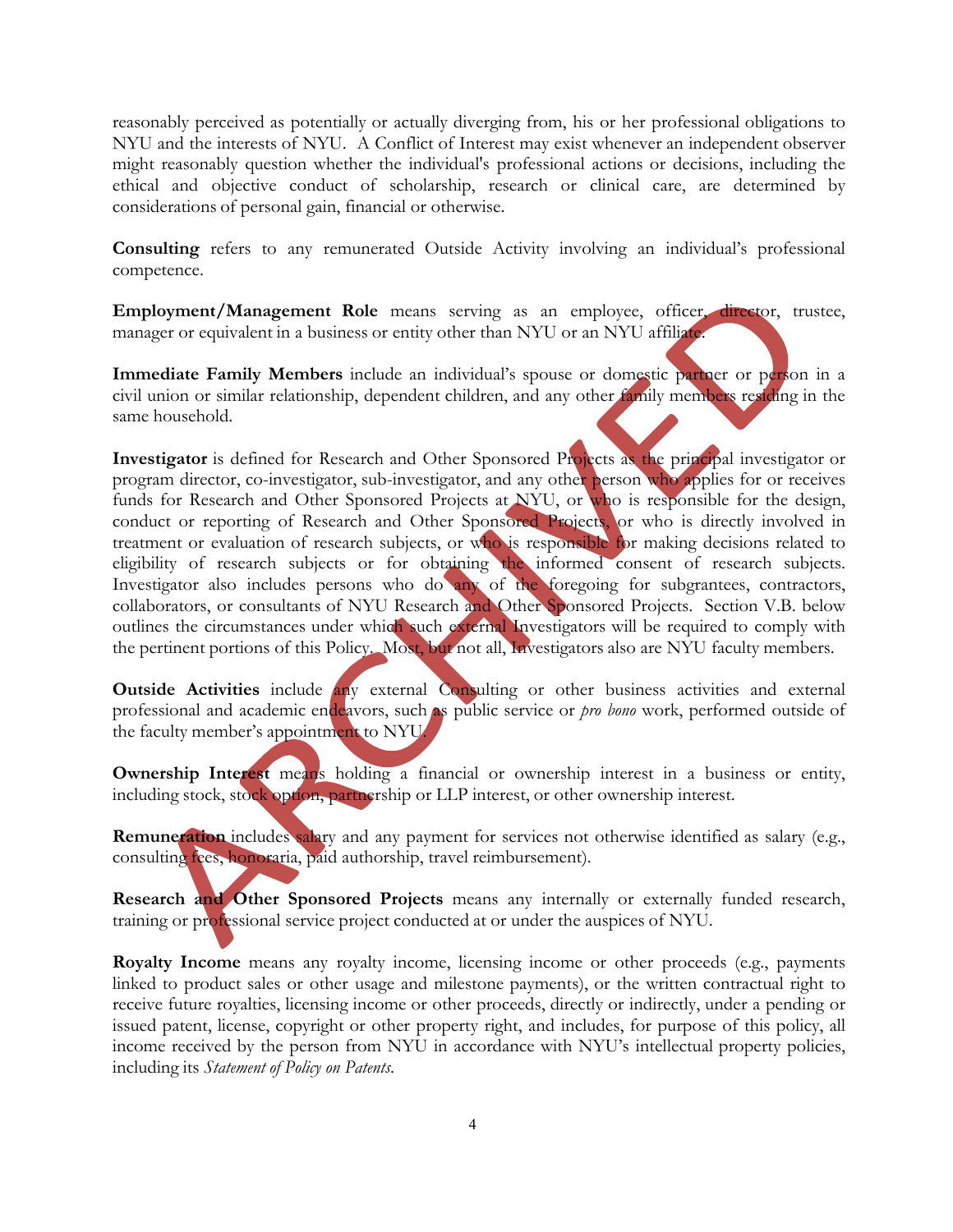reasonably perceived as potentially or actually diverging from, his or her professional obligations to NYU and the interests of NYU. A Conflict of Interest may exist whenever an independent observer might reasonably question whether the individual's professional actions or decisions, including the ethical and objective conduct of scholarship, research or clinical care, are determined by considerations of personal gain, financial or otherwise.

**Consulting** refers to any remunerated Outside Activity involving an individual's professional competence.

**Employment/Management Role** means serving as an employee, officer, director, trustee, manager or equivalent in a business or entity other than NYU or an NYU affiliate.

**Immediate Family Members** include an individual's spouse or domestic partner or person in a civil union or similar relationship, dependent children, and any other family members residing in the same household.

**Investigator** is defined for Research and Other Sponsored Projects as the principal investigator or program director, co-investigator, sub-investigator, and any other person who applies for or receives funds for Research and Other Sponsored Projects at NYU, or who is responsible for the design, conduct or reporting of Research and Other Sponsored Projects, or who is directly involved in treatment or evaluation of research subjects, or who is responsible for making decisions related to eligibility of research subjects or for obtaining the informed consent of research subjects. Investigator also includes persons who do any of the foregoing for subgrantees, contractors, collaborators, or consultants of NYU Research and Other Sponsored Projects. Section V.B. below outlines the circumstances under which such external Investigators will be required to comply with the pertinent portions of this Policy. Most, but not all, Investigators also are NYU faculty members.

**Outside Activities** include any external Consulting or other business activities and external professional and academic endeavors, such as public service or *pro bono* work, performed outside of the faculty member's appointment to NYU.

**Ownership Interest** means holding a financial or ownership interest in a business or entity, including stock, stock option, partnership or LLP interest, or other ownership interest.

**Remuneration** includes salary and any payment for services not otherwise identified as salary (e.g., consulting fees, honoraria, paid authorship, travel reimbursement).

**Research and Other Sponsored Projects** means any internally or externally funded research, training or professional service project conducted at or under the auspices of NYU.

**Royalty Income** means any royalty income, licensing income or other proceeds (e.g., payments linked to product sales or other usage and milestone payments), or the written contractual right to receive future royalties, licensing income or other proceeds, directly or indirectly, under a pending or issued patent, license, copyright or other property right, and includes, for purpose of this policy, all income received by the person from NYU in accordance with NYU's intellectual property policies, including its *Statement of Policy on Patents*.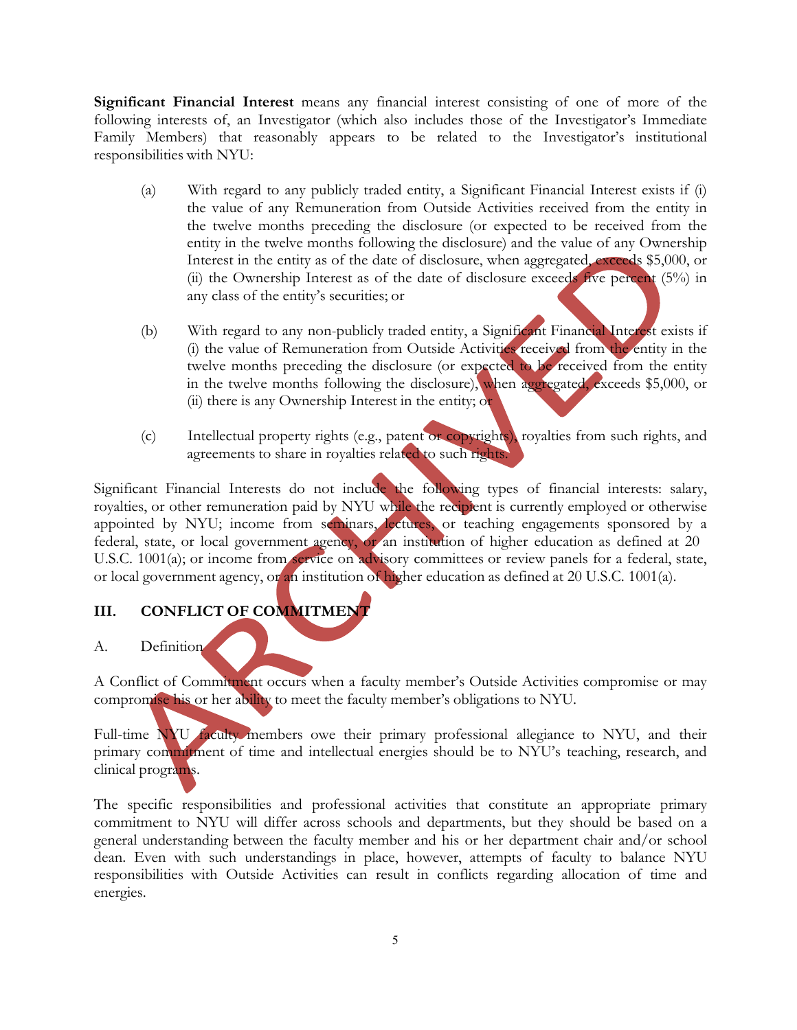**Significant Financial Interest** means any financial interest consisting of one of more of the following interests of, an Investigator (which also includes those of the Investigator's Immediate Family Members) that reasonably appears to be related to the Investigator's institutional responsibilities with NYU:

(a) With regard to any publicly traded entity, a Significant Financial Interest exists if (i) the value of any Remuneration from Outside Activities received from the entity in the twelve months preceding the disclosure (or expected to be received from the entity in the twelve months following the disclosure) and the value of any Ownership Interest in the entity as of the date of disclosure, when aggregated, exceeds $5,000, or (ii) the Ownership Interest as of the date of disclosure exceeds five percent (5%) in any class of the entity's securities; or

(b) With regard to any non-publicly traded entity, a Significant Financial Interest exists if (i) the value of Remuneration from Outside Activities received from the entity in the twelve months preceding the disclosure (or expected to be received from the entity in the twelve months following the disclosure), when aggregated, exceeds $5,000, or (ii) there is any Ownership Interest in the entity; or

(c) Intellectual property rights (e.g., patent or copyrights), royalties from such rights, and agreements to share in royalties related to such rights.

Significant Financial Interests do not include the following types of financial interests: salary, royalties, or other remuneration paid by NYU while the recipient is currently employed or otherwise appointed by NYU; income from seminars, lectures, or teaching engagements sponsored by a federal, state, or local government agency, or an institution of higher education as defined at 20 U.S.C. 1001(a); or income from service on advisory committees or review panels for a federal, state, or local government agency, or an institution of higher education as defined at 20 U.S.C. 1001(a).

## III. CONFLICT OF COMMITMENT

A. Definition

A Conflict of Commitment occurs when a faculty member's Outside Activities compromise or may compromise his or her ability to meet the faculty member's obligations to NYU.

Full-time NYU faculty members owe their primary professional allegiance to NYU, and their primary commitment of time and intellectual energies should be to NYU's teaching, research, and clinical programs.

The specific responsibilities and professional activities that constitute an appropriate primary commitment to NYU will differ across schools and departments, but they should be based on a general understanding between the faculty member and his or her department chair and/or school dean. Even with such understandings in place, however, attempts of faculty to balance NYU responsibilities with Outside Activities can result in conflicts regarding allocation of time and energies.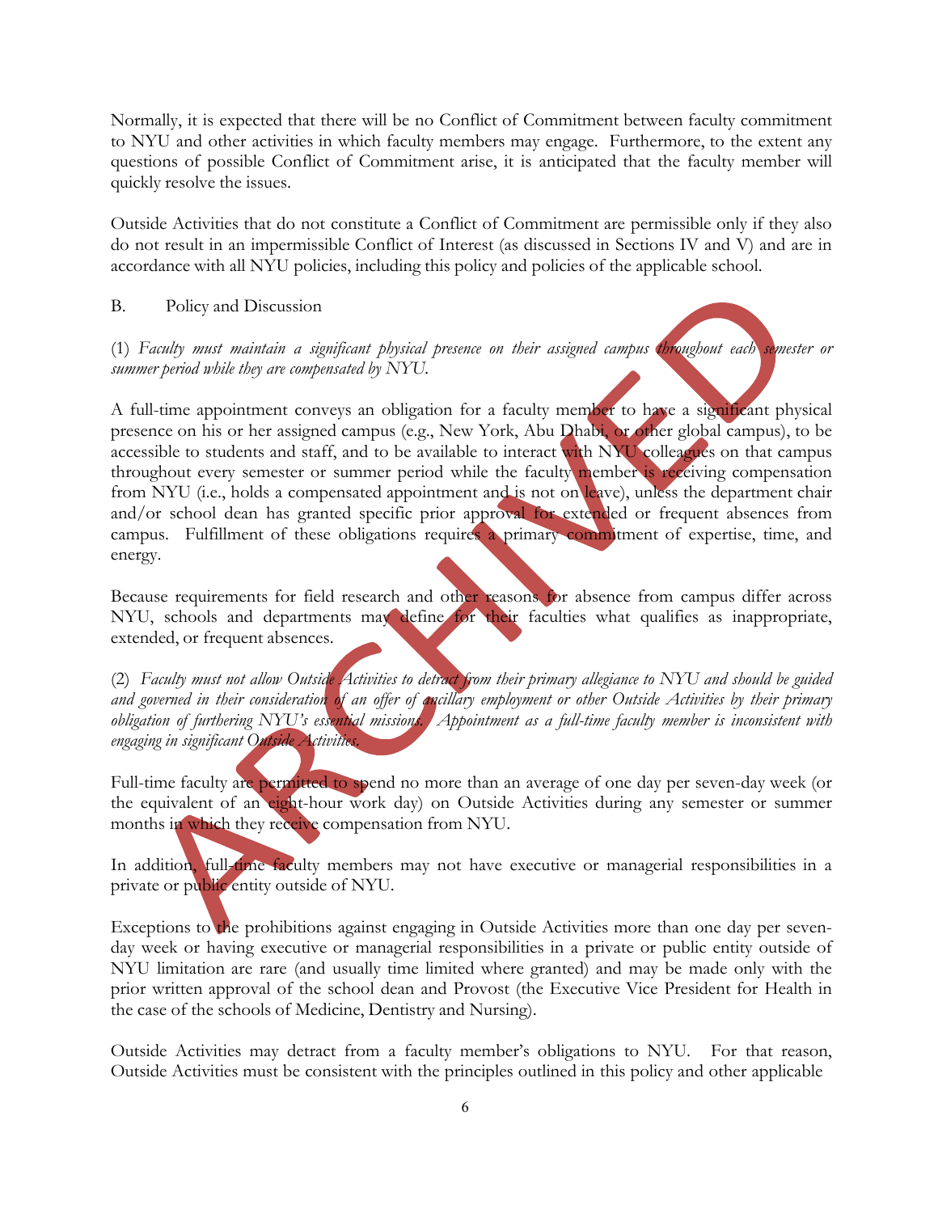Normally, it is expected that there will be no Conflict of Commitment between faculty commitment to NYU and other activities in which faculty members may engage. Furthermore, to the extent any questions of possible Conflict of Commitment arise, it is anticipated that the faculty member will quickly resolve the issues.

Outside Activities that do not constitute a Conflict of Commitment are permissible only if they also do not result in an impermissible Conflict of Interest (as discussed in Sections IV and V) and are in accordance with all NYU policies, including this policy and policies of the applicable school.

B. Policy and Discussion

(1) *Faculty must maintain a significant physical presence on their assigned campus throughout each semester or summer period while they are compensated by NYU.*

A full-time appointment conveys an obligation for a faculty member to have a significant physical presence on his or her assigned campus (e.g., New York, Abu Dhabi, or other global campus), to be accessible to students and staff, and to be available to interact with NYU colleagues on that campus throughout every semester or summer period while the faculty member is receiving compensation from NYU (i.e., holds a compensated appointment and is not on leave), unless the department chair and/or school dean has granted specific prior approval for extended or frequent absences from campus. Fulfillment of these obligations requires a primary commitment of expertise, time, and energy.

Because requirements for field research and other reasons for absence from campus differ across NYU, schools and departments may define for their faculties what qualifies as inappropriate, extended, or frequent absences.

(2) *Faculty must not allow Outside Activities to detract from their primary allegiance to NYU and should be guided and governed in their consideration of an offer of ancillary employment or other Outside Activities by their primary obligation of furthering NYU's essential missions. Appointment as a full-time faculty member is inconsistent with engaging in significant Outside Activities.*

Full-time faculty are permitted to spend no more than an average of one day per seven-day week (or the equivalent of an eight-hour work day) on Outside Activities during any semester or summer months in which they receive compensation from NYU.

In addition, full-time faculty members may not have executive or managerial responsibilities in a private or public entity outside of NYU.

Exceptions to the prohibitions against engaging in Outside Activities more than one day per seven-day week or having executive or managerial responsibilities in a private or public entity outside of NYU limitation are rare (and usually time limited where granted) and may be made only with the prior written approval of the school dean and Provost (the Executive Vice President for Health in the case of the schools of Medicine, Dentistry and Nursing).

Outside Activities may detract from a faculty member's obligations to NYU. For that reason, Outside Activities must be consistent with the principles outlined in this policy and other applicable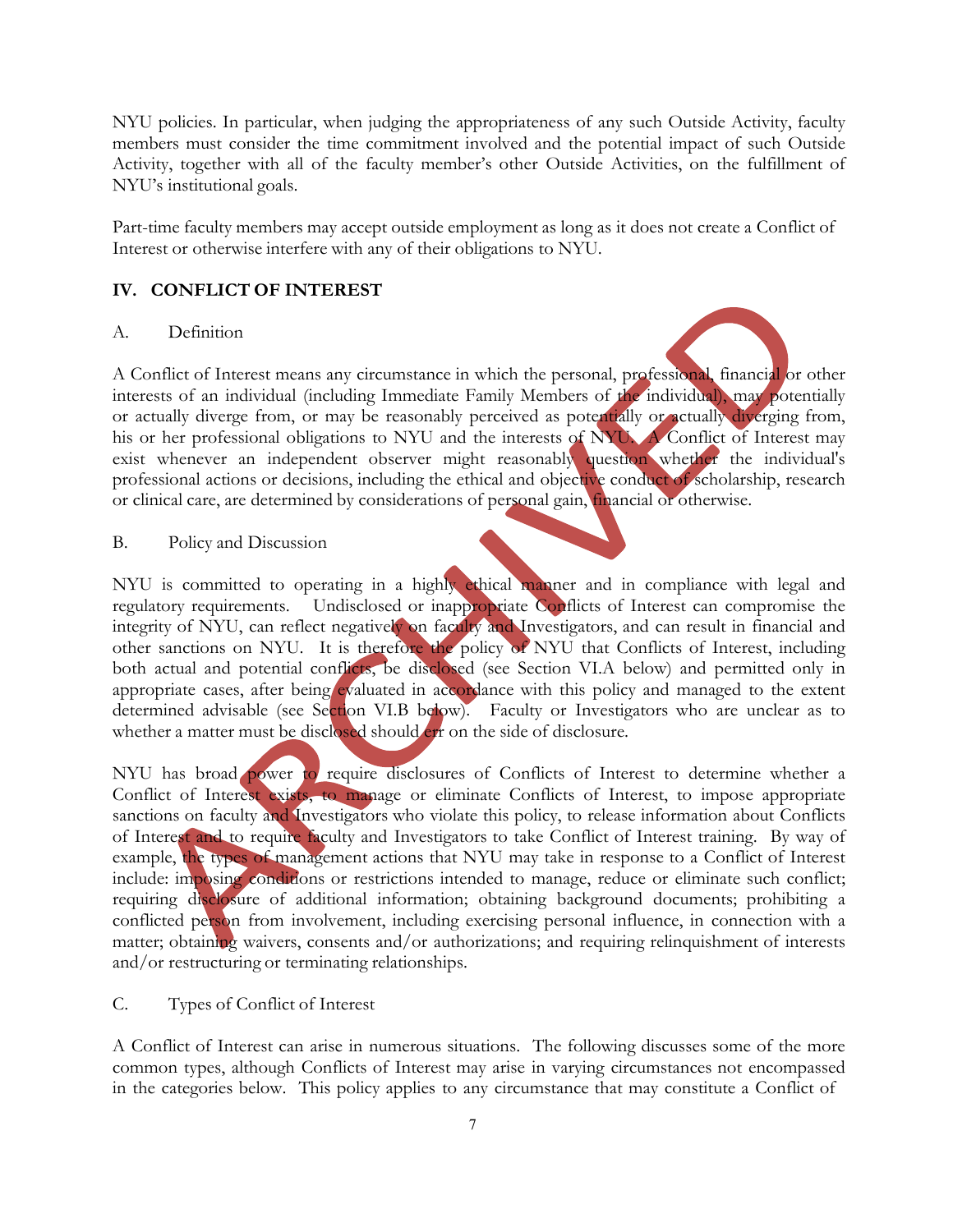NYU policies. In particular, when judging the appropriateness of any such Outside Activity, faculty members must consider the time commitment involved and the potential impact of such Outside Activity, together with all of the faculty member's other Outside Activities, on the fulfillment of NYU's institutional goals.

Part-time faculty members may accept outside employment as long as it does not create a Conflict of Interest or otherwise interfere with any of their obligations to NYU.

## IV. CONFLICT OF INTEREST

### A. Definition

A Conflict of Interest means any circumstance in which the personal, professional, financial or other interests of an individual (including Immediate Family Members of the individual), may potentially or actually diverge from, or may be reasonably perceived as potentially or actually diverging from, his or her professional obligations to NYU and the interests of NYU. A Conflict of Interest may exist whenever an independent observer might reasonably question whether the individual's professional actions or decisions, including the ethical and objective conduct of scholarship, research or clinical care, are determined by considerations of personal gain, financial or otherwise.

### B. Policy and Discussion

NYU is committed to operating in a highly ethical manner and in compliance with legal and regulatory requirements. Undisclosed or inappropriate Conflicts of Interest can compromise the integrity of NYU, can reflect negatively on faculty and Investigators, and can result in financial and other sanctions on NYU. It is therefore the policy of NYU that Conflicts of Interest, including both actual and potential conflicts, be disclosed (see Section VI.A below) and permitted only in appropriate cases, after being evaluated in accordance with this policy and managed to the extent determined advisable (see Section VI.B below). Faculty or Investigators who are unclear as to whether a matter must be disclosed should err on the side of disclosure.

NYU has broad power to require disclosures of Conflicts of Interest to determine whether a Conflict of Interest exists, to manage or eliminate Conflicts of Interest, to impose appropriate sanctions on faculty and Investigators who violate this policy, to release information about Conflicts of Interest and to require faculty and Investigators to take Conflict of Interest training. By way of example, the types of management actions that NYU may take in response to a Conflict of Interest include: imposing conditions or restrictions intended to manage, reduce or eliminate such conflict; requiring disclosure of additional information; obtaining background documents; prohibiting a conflicted person from involvement, including exercising personal influence, in connection with a matter; obtaining waivers, consents and/or authorizations; and requiring relinquishment of interests and/or restructuring or terminating relationships.

### C. Types of Conflict of Interest

A Conflict of Interest can arise in numerous situations. The following discusses some of the more common types, although Conflicts of Interest may arise in varying circumstances not encompassed in the categories below. This policy applies to any circumstance that may constitute a Conflict of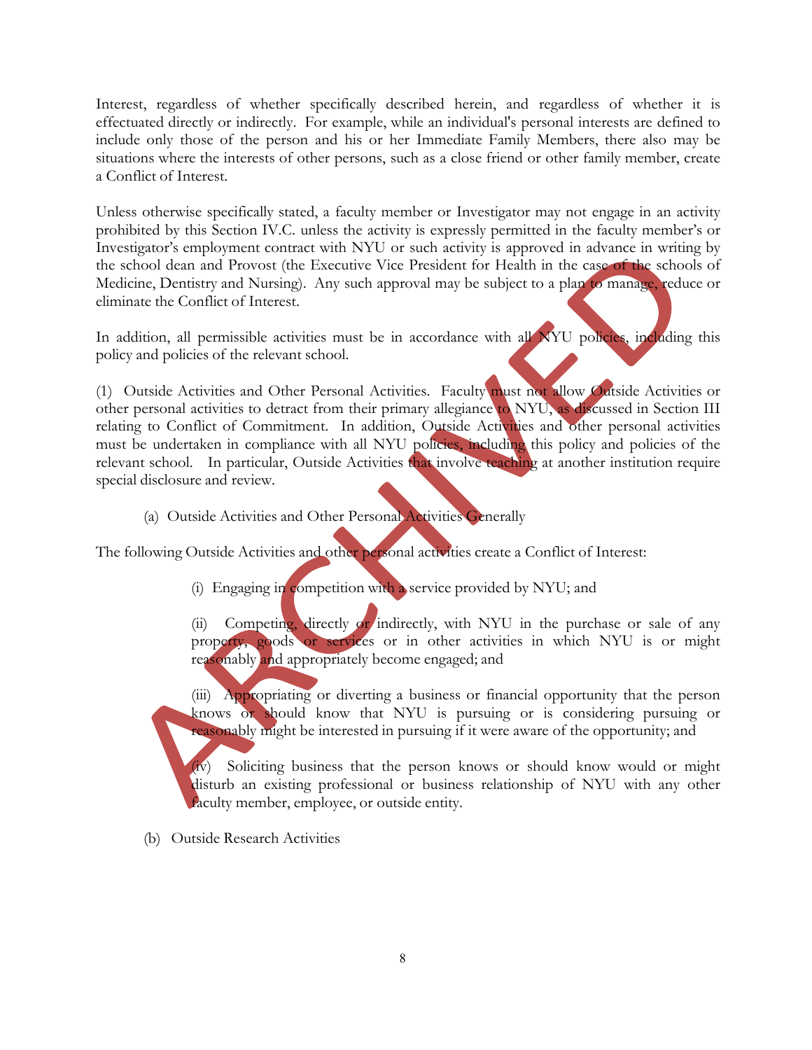Interest, regardless of whether specifically described herein, and regardless of whether it is effectuated directly or indirectly. For example, while an individual's personal interests are defined to include only those of the person and his or her Immediate Family Members, there also may be situations where the interests of other persons, such as a close friend or other family member, create a Conflict of Interest.

Unless otherwise specifically stated, a faculty member or Investigator may not engage in an activity prohibited by this Section IV.C. unless the activity is expressly permitted in the faculty member's or Investigator's employment contract with NYU or such activity is approved in advance in writing by the school dean and Provost (the Executive Vice President for Health in the case of the schools of Medicine, Dentistry and Nursing). Any such approval may be subject to a plan to manage, reduce or eliminate the Conflict of Interest.

In addition, all permissible activities must be in accordance with all NYU policies, including this policy and policies of the relevant school.

(1) Outside Activities and Other Personal Activities. Faculty must not allow Outside Activities or other personal activities to detract from their primary allegiance to NYU, as discussed in Section III relating to Conflict of Commitment. In addition, Outside Activities and other personal activities must be undertaken in compliance with all NYU policies, including this policy and policies of the relevant school. In particular, Outside Activities that involve teaching at another institution require special disclosure and review.

(a) Outside Activities and Other Personal Activities Generally

The following Outside Activities and other personal activities create a Conflict of Interest:

(i) Engaging in competition with a service provided by NYU; and

(ii) Competing, directly or indirectly, with NYU in the purchase or sale of any property, goods or services or in other activities in which NYU is or might reasonably and appropriately become engaged; and

(iii) Appropriating or diverting a business or financial opportunity that the person knows or should know that NYU is pursuing or is considering pursuing or reasonably might be interested in pursuing if it were aware of the opportunity; and

(iv) Soliciting business that the person knows or should know would or might disturb an existing professional or business relationship of NYU with any other faculty member, employee, or outside entity.

(b) Outside Research Activities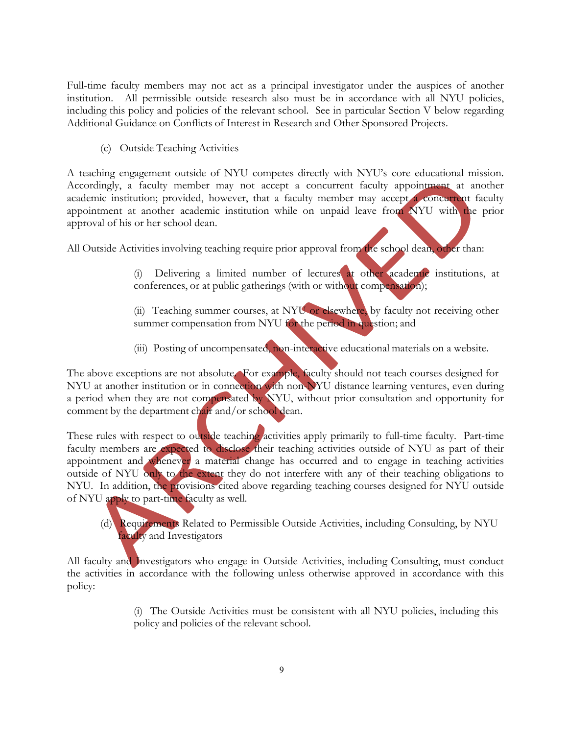Full-time faculty members may not act as a principal investigator under the auspices of another institution. All permissible outside research also must be in accordance with all NYU policies, including this policy and policies of the relevant school. See in particular Section V below regarding Additional Guidance on Conflicts of Interest in Research and Other Sponsored Projects.

(c) Outside Teaching Activities

A teaching engagement outside of NYU competes directly with NYU's core educational mission. Accordingly, a faculty member may not accept a concurrent faculty appointment at another academic institution; provided, however, that a faculty member may accept a concurrent faculty appointment at another academic institution while on unpaid leave from NYU with the prior approval of his or her school dean.

All Outside Activities involving teaching require prior approval from the school dean, other than:

> (i) Delivering a limited number of lectures at other academic institutions, at conferences, or at public gatherings (with or without compensation);
>
> (ii) Teaching summer courses, at NYU or elsewhere, by faculty not receiving other summer compensation from NYU for the period in question; and
>
> (iii) Posting of uncompensated, non-interactive educational materials on a website.

The above exceptions are not absolute. For example, faculty should not teach courses designed for NYU at another institution or in connection with non-NYU distance learning ventures, even during a period when they are not compensated by NYU, without prior consultation and opportunity for comment by the department chair and/or school dean.

These rules with respect to outside teaching activities apply primarily to full-time faculty. Part-time faculty members are expected to disclose their teaching activities outside of NYU as part of their appointment and whenever a material change has occurred and to engage in teaching activities outside of NYU only to the extent they do not interfere with any of their teaching obligations to NYU. In addition, the provisions cited above regarding teaching courses designed for NYU outside of NYU apply to part-time faculty as well.

(d) Requirements Related to Permissible Outside Activities, including Consulting, by NYU faculty and Investigators

All faculty and Investigators who engage in Outside Activities, including Consulting, must conduct the activities in accordance with the following unless otherwise approved in accordance with this policy:

> (i) The Outside Activities must be consistent with all NYU policies, including this policy and policies of the relevant school.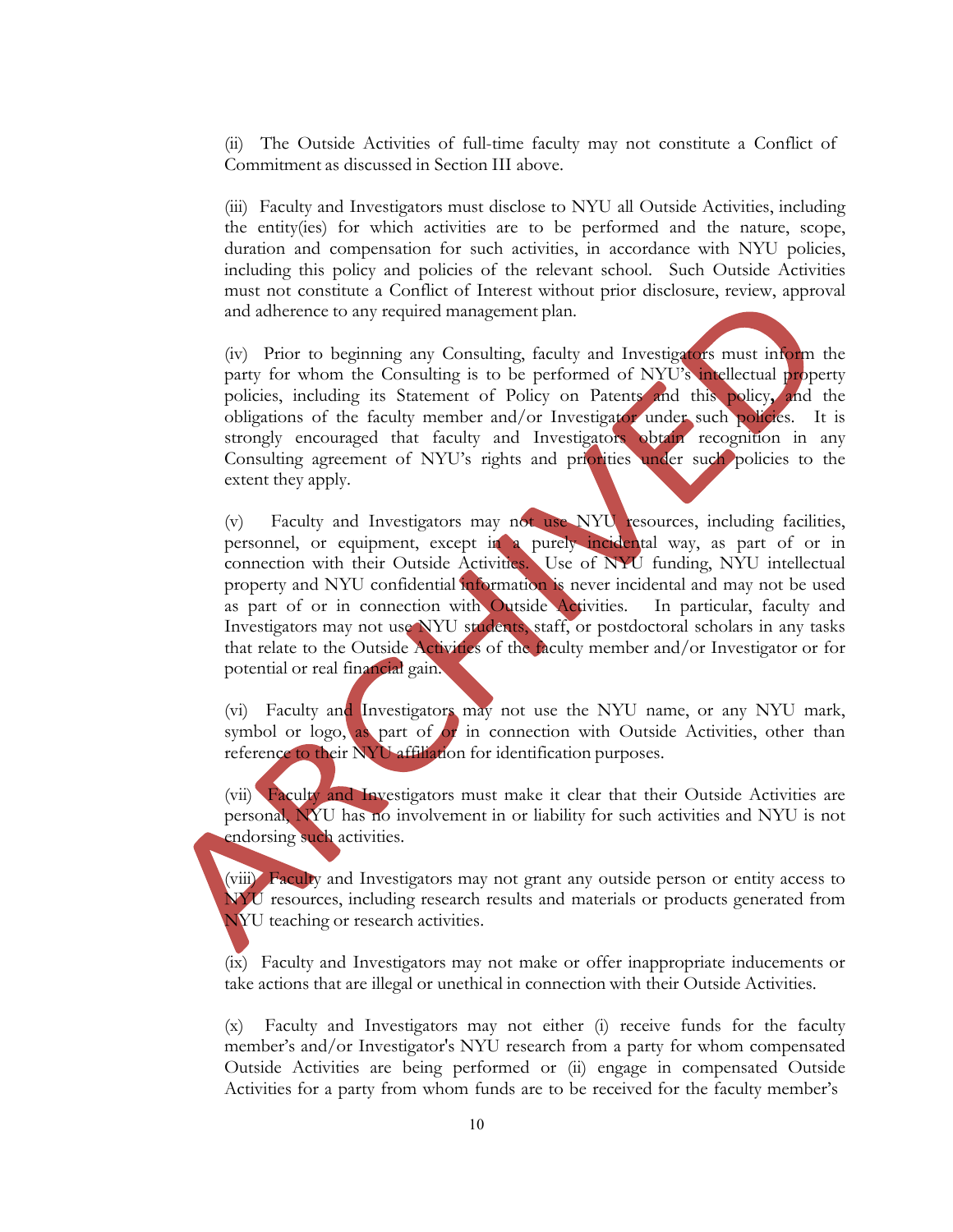(ii) The Outside Activities of full-time faculty may not constitute a Conflict of Commitment as discussed in Section III above.

(iii) Faculty and Investigators must disclose to NYU all Outside Activities, including the entity(ies) for which activities are to be performed and the nature, scope, duration and compensation for such activities, in accordance with NYU policies, including this policy and policies of the relevant school. Such Outside Activities must not constitute a Conflict of Interest without prior disclosure, review, approval and adherence to any required management plan.

(iv) Prior to beginning any Consulting, faculty and Investigators must inform the party for whom the Consulting is to be performed of NYU's intellectual property policies, including its Statement of Policy on Patents and this policy, and the obligations of the faculty member and/or Investigator under such policies. It is strongly encouraged that faculty and Investigators obtain recognition in any Consulting agreement of NYU's rights and priorities under such policies to the extent they apply.

(v) Faculty and Investigators may not use NYU resources, including facilities, personnel, or equipment, except in a purely incidental way, as part of or in connection with their Outside Activities. Use of NYU funding, NYU intellectual property and NYU confidential information is never incidental and may not be used as part of or in connection with Outside Activities. In particular, faculty and Investigators may not use NYU students, staff, or postdoctoral scholars in any tasks that relate to the Outside Activities of the faculty member and/or Investigator or for potential or real financial gain.

(vi) Faculty and Investigators may not use the NYU name, or any NYU mark, symbol or logo, as part of or in connection with Outside Activities, other than reference to their NYU affiliation for identification purposes.

(vii) Faculty and Investigators must make it clear that their Outside Activities are personal, NYU has no involvement in or liability for such activities and NYU is not endorsing such activities.

(viii) Faculty and Investigators may not grant any outside person or entity access to NYU resources, including research results and materials or products generated from NYU teaching or research activities.

(ix) Faculty and Investigators may not make or offer inappropriate inducements or take actions that are illegal or unethical in connection with their Outside Activities.

(x) Faculty and Investigators may not either (i) receive funds for the faculty member's and/or Investigator's NYU research from a party for whom compensated Outside Activities are being performed or (ii) engage in compensated Outside Activities for a party from whom funds are to be received for the faculty member's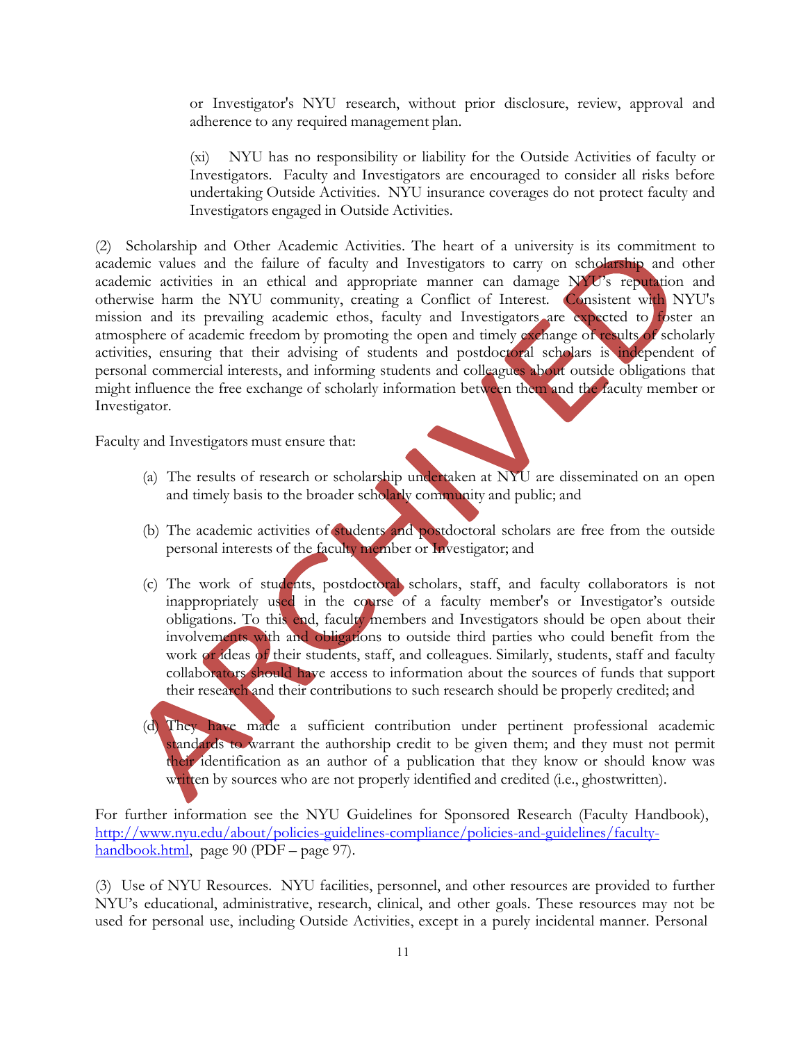or Investigator's NYU research, without prior disclosure, review, approval and adherence to any required management plan.

(xi) NYU has no responsibility or liability for the Outside Activities of faculty or Investigators. Faculty and Investigators are encouraged to consider all risks before undertaking Outside Activities. NYU insurance coverages do not protect faculty and Investigators engaged in Outside Activities.

(2) Scholarship and Other Academic Activities. The heart of a university is its commitment to academic values and the failure of faculty and Investigators to carry on scholarship and other academic activities in an ethical and appropriate manner can damage NYU's reputation and otherwise harm the NYU community, creating a Conflict of Interest. Consistent with NYU's mission and its prevailing academic ethos, faculty and Investigators are expected to foster an atmosphere of academic freedom by promoting the open and timely exchange of results of scholarly activities, ensuring that their advising of students and postdoctoral scholars is independent of personal commercial interests, and informing students and colleagues about outside obligations that might influence the free exchange of scholarly information between them and the faculty member or Investigator.

Faculty and Investigators must ensure that:

(a) The results of research or scholarship undertaken at NYU are disseminated on an open and timely basis to the broader scholarly community and public; and

(b) The academic activities of students and postdoctoral scholars are free from the outside personal interests of the faculty member or Investigator; and

(c) The work of students, postdoctoral scholars, staff, and faculty collaborators is not inappropriately used in the course of a faculty member's or Investigator's outside obligations. To this end, faculty members and Investigators should be open about their involvements with and obligations to outside third parties who could benefit from the work or ideas of their students, staff, and colleagues. Similarly, students, staff and faculty collaborators should have access to information about the sources of funds that support their research and their contributions to such research should be properly credited; and

(d) They have made a sufficient contribution under pertinent professional academic standards to warrant the authorship credit to be given them; and they must not permit their identification as an author of a publication that they know or should know was written by sources who are not properly identified and credited (i.e., ghostwritten).

For further information see the NYU Guidelines for Sponsored Research (Faculty Handbook), http://www.nyu.edu/about/policies-guidelines-compliance/policies-and-guidelines/faculty-handbook.html, page 90 (PDF – page 97).

(3) Use of NYU Resources. NYU facilities, personnel, and other resources are provided to further NYU's educational, administrative, research, clinical, and other goals. These resources may not be used for personal use, including Outside Activities, except in a purely incidental manner. Personal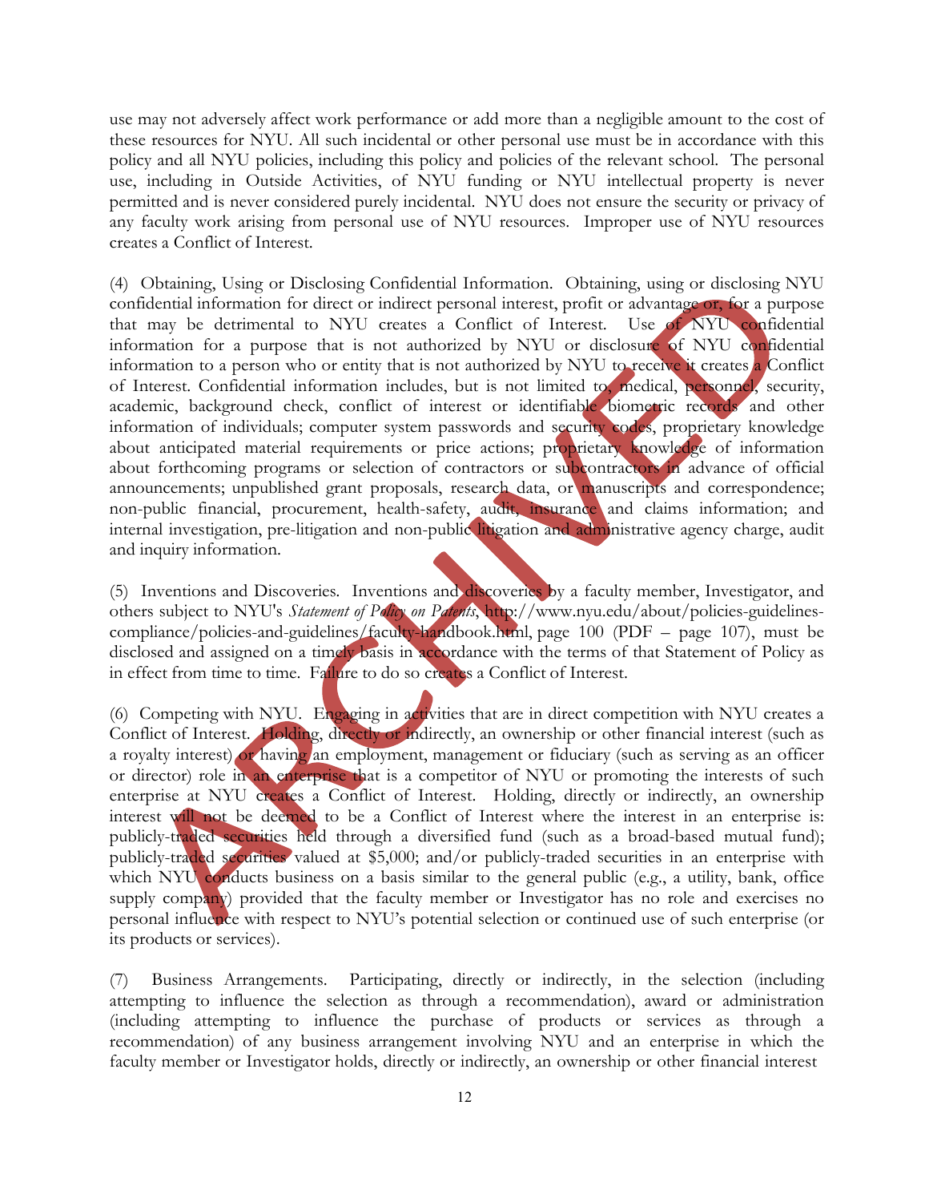use may not adversely affect work performance or add more than a negligible amount to the cost of these resources for NYU. All such incidental or other personal use must be in accordance with this policy and all NYU policies, including this policy and policies of the relevant school. The personal use, including in Outside Activities, of NYU funding or NYU intellectual property is never permitted and is never considered purely incidental. NYU does not ensure the security or privacy of any faculty work arising from personal use of NYU resources. Improper use of NYU resources creates a Conflict of Interest.

(4) Obtaining, Using or Disclosing Confidential Information. Obtaining, using or disclosing NYU confidential information for direct or indirect personal interest, profit or advantage or, for a purpose that may be detrimental to NYU creates a Conflict of Interest. Use of NYU confidential information for a purpose that is not authorized by NYU or disclosure of NYU confidential information to a person who or entity that is not authorized by NYU to receive it creates a Conflict of Interest. Confidential information includes, but is not limited to, medical, personnel, security, academic, background check, conflict of interest or identifiable biometric records and other information of individuals; computer system passwords and security codes, proprietary knowledge about anticipated material requirements or price actions; proprietary knowledge of information about forthcoming programs or selection of contractors or subcontractors in advance of official announcements; unpublished grant proposals, research data, or manuscripts and correspondence; non-public financial, procurement, health-safety, audit, insurance and claims information; and internal investigation, pre-litigation and non-public litigation and administrative agency charge, audit and inquiry information.

(5) Inventions and Discoveries. Inventions and discoveries by a faculty member, Investigator, and others subject to NYU's *Statement of Policy on Patents*, http://www.nyu.edu/about/policies-guidelines-compliance/policies-and-guidelines/faculty-handbook.html, page 100 (PDF – page 107), must be disclosed and assigned on a timely basis in accordance with the terms of that Statement of Policy as in effect from time to time. Failure to do so creates a Conflict of Interest.

(6) Competing with NYU. Engaging in activities that are in direct competition with NYU creates a Conflict of Interest. Holding, directly or indirectly, an ownership or other financial interest (such as a royalty interest) or having an employment, management or fiduciary (such as serving as an officer or director) role in an enterprise that is a competitor of NYU or promoting the interests of such enterprise at NYU creates a Conflict of Interest. Holding, directly or indirectly, an ownership interest will not be deemed to be a Conflict of Interest where the interest in an enterprise is: publicly-traded securities held through a diversified fund (such as a broad-based mutual fund); publicly-traded securities valued at $5,000; and/or publicly-traded securities in an enterprise with which NYU conducts business on a basis similar to the general public (e.g., a utility, bank, office supply company) provided that the faculty member or Investigator has no role and exercises no personal influence with respect to NYU's potential selection or continued use of such enterprise (or its products or services).

(7) Business Arrangements. Participating, directly or indirectly, in the selection (including attempting to influence the selection as through a recommendation), award or administration (including attempting to influence the purchase of products or services as through a recommendation) of any business arrangement involving NYU and an enterprise in which the faculty member or Investigator holds, directly or indirectly, an ownership or other financial interest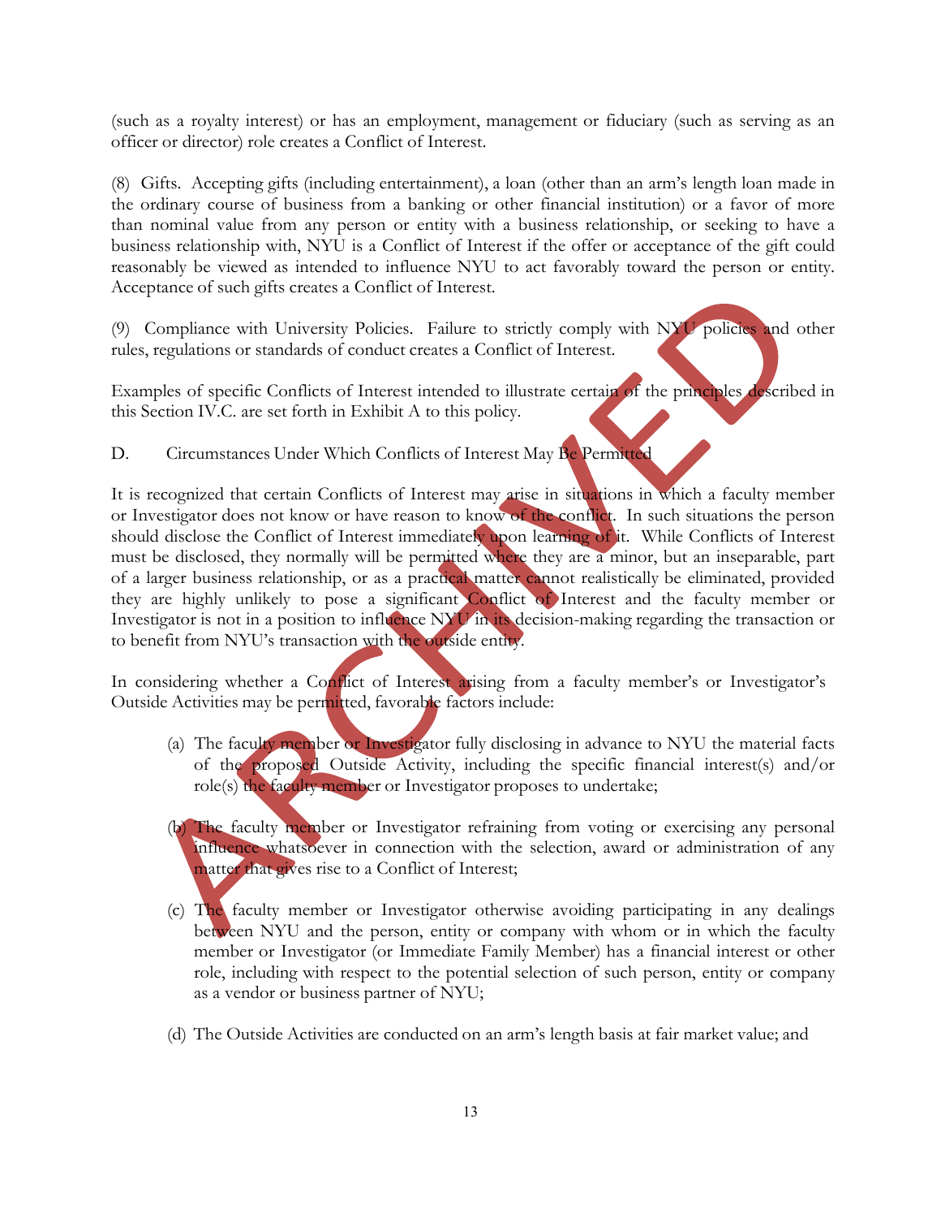(such as a royalty interest) or has an employment, management or fiduciary (such as serving as an officer or director) role creates a Conflict of Interest.

(8) Gifts. Accepting gifts (including entertainment), a loan (other than an arm's length loan made in the ordinary course of business from a banking or other financial institution) or a favor of more than nominal value from any person or entity with a business relationship, or seeking to have a business relationship with, NYU is a Conflict of Interest if the offer or acceptance of the gift could reasonably be viewed as intended to influence NYU to act favorably toward the person or entity. Acceptance of such gifts creates a Conflict of Interest.

(9) Compliance with University Policies. Failure to strictly comply with NYU policies and other rules, regulations or standards of conduct creates a Conflict of Interest.

Examples of specific Conflicts of Interest intended to illustrate certain of the principles described in this Section IV.C. are set forth in Exhibit A to this policy.

D. Circumstances Under Which Conflicts of Interest May Be Permitted

It is recognized that certain Conflicts of Interest may arise in situations in which a faculty member or Investigator does not know or have reason to know of the conflict. In such situations the person should disclose the Conflict of Interest immediately upon learning of it. While Conflicts of Interest must be disclosed, they normally will be permitted where they are a minor, but an inseparable, part of a larger business relationship, or as a practical matter cannot realistically be eliminated, provided they are highly unlikely to pose a significant Conflict of Interest and the faculty member or Investigator is not in a position to influence NYU in its decision-making regarding the transaction or to benefit from NYU's transaction with the outside entity.

In considering whether a Conflict of Interest arising from a faculty member's or Investigator's Outside Activities may be permitted, favorable factors include:

(a) The faculty member or Investigator fully disclosing in advance to NYU the material facts of the proposed Outside Activity, including the specific financial interest(s) and/or role(s) the faculty member or Investigator proposes to undertake;

(b) The faculty member or Investigator refraining from voting or exercising any personal influence whatsoever in connection with the selection, award or administration of any matter that gives rise to a Conflict of Interest;

(c) The faculty member or Investigator otherwise avoiding participating in any dealings between NYU and the person, entity or company with whom or in which the faculty member or Investigator (or Immediate Family Member) has a financial interest or other role, including with respect to the potential selection of such person, entity or company as a vendor or business partner of NYU;

(d) The Outside Activities are conducted on an arm's length basis at fair market value; and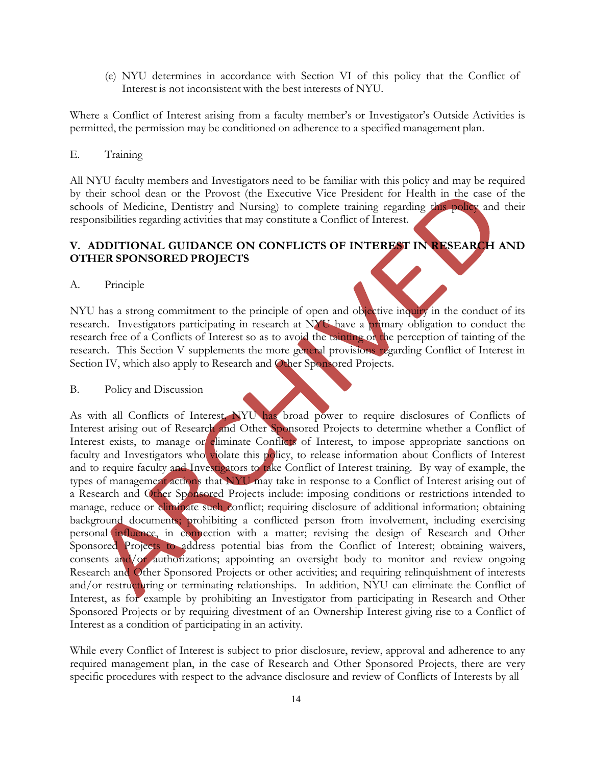(e) NYU determines in accordance with Section VI of this policy that the Conflict of Interest is not inconsistent with the best interests of NYU.

Where a Conflict of Interest arising from a faculty member's or Investigator's Outside Activities is permitted, the permission may be conditioned on adherence to a specified management plan.

E. Training

All NYU faculty members and Investigators need to be familiar with this policy and may be required by their school dean or the Provost (the Executive Vice President for Health in the case of the schools of Medicine, Dentistry and Nursing) to complete training regarding this policy and their responsibilities regarding activities that may constitute a Conflict of Interest.

## V. ADDITIONAL GUIDANCE ON CONFLICTS OF INTEREST IN RESEARCH AND OTHER SPONSORED PROJECTS

A. Principle

NYU has a strong commitment to the principle of open and objective inquiry in the conduct of its research. Investigators participating in research at NYU have a primary obligation to conduct the research free of a Conflicts of Interest so as to avoid the tainting or the perception of tainting of the research. This Section V supplements the more general provisions regarding Conflict of Interest in Section IV, which also apply to Research and Other Sponsored Projects.

B. Policy and Discussion

As with all Conflicts of Interest, NYU has broad power to require disclosures of Conflicts of Interest arising out of Research and Other Sponsored Projects to determine whether a Conflict of Interest exists, to manage or eliminate Conflicts of Interest, to impose appropriate sanctions on faculty and Investigators who violate this policy, to release information about Conflicts of Interest and to require faculty and Investigators to take Conflict of Interest training. By way of example, the types of management actions that NYU may take in response to a Conflict of Interest arising out of a Research and Other Sponsored Projects include: imposing conditions or restrictions intended to manage, reduce or eliminate such conflict; requiring disclosure of additional information; obtaining background documents; prohibiting a conflicted person from involvement, including exercising personal influence, in connection with a matter; revising the design of Research and Other Sponsored Projects to address potential bias from the Conflict of Interest; obtaining waivers, consents and/or authorizations; appointing an oversight body to monitor and review ongoing Research and Other Sponsored Projects or other activities; and requiring relinquishment of interests and/or restructuring or terminating relationships. In addition, NYU can eliminate the Conflict of Interest, as for example by prohibiting an Investigator from participating in Research and Other Sponsored Projects or by requiring divestment of an Ownership Interest giving rise to a Conflict of Interest as a condition of participating in an activity.

While every Conflict of Interest is subject to prior disclosure, review, approval and adherence to any required management plan, in the case of Research and Other Sponsored Projects, there are very specific procedures with respect to the advance disclosure and review of Conflicts of Interests by all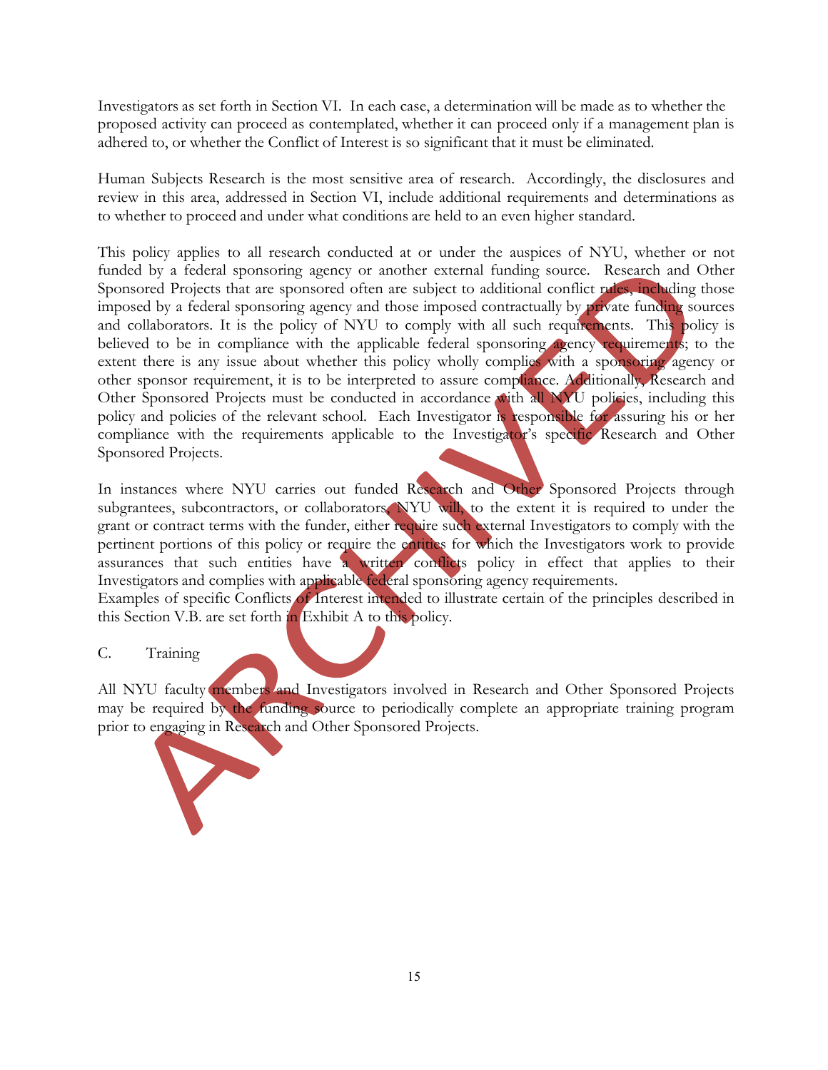Investigators as set forth in Section VI. In each case, a determination will be made as to whether the proposed activity can proceed as contemplated, whether it can proceed only if a management plan is adhered to, or whether the Conflict of Interest is so significant that it must be eliminated.

Human Subjects Research is the most sensitive area of research. Accordingly, the disclosures and review in this area, addressed in Section VI, include additional requirements and determinations as to whether to proceed and under what conditions are held to an even higher standard.

This policy applies to all research conducted at or under the auspices of NYU, whether or not funded by a federal sponsoring agency or another external funding source. Research and Other Sponsored Projects that are sponsored often are subject to additional conflict rules, including those imposed by a federal sponsoring agency and those imposed contractually by private funding sources and collaborators. It is the policy of NYU to comply with all such requirements. This policy is believed to be in compliance with the applicable federal sponsoring agency requirements; to the extent there is any issue about whether this policy wholly complies with a sponsoring agency or other sponsor requirement, it is to be interpreted to assure compliance. Additionally, Research and Other Sponsored Projects must be conducted in accordance with all NYU policies, including this policy and policies of the relevant school. Each Investigator is responsible for assuring his or her compliance with the requirements applicable to the Investigator's specific Research and Other Sponsored Projects.

In instances where NYU carries out funded Research and Other Sponsored Projects through subgrantees, subcontractors, or collaborators, NYU will, to the extent it is required to under the grant or contract terms with the funder, either require such external Investigators to comply with the pertinent portions of this policy or require the entities for which the Investigators work to provide assurances that such entities have a written conflicts policy in effect that applies to their Investigators and complies with applicable federal sponsoring agency requirements.
Examples of specific Conflicts of Interest intended to illustrate certain of the principles described in this Section V.B. are set forth in Exhibit A to this policy.

C. Training

All NYU faculty members and Investigators involved in Research and Other Sponsored Projects may be required by the funding source to periodically complete an appropriate training program prior to engaging in Research and Other Sponsored Projects.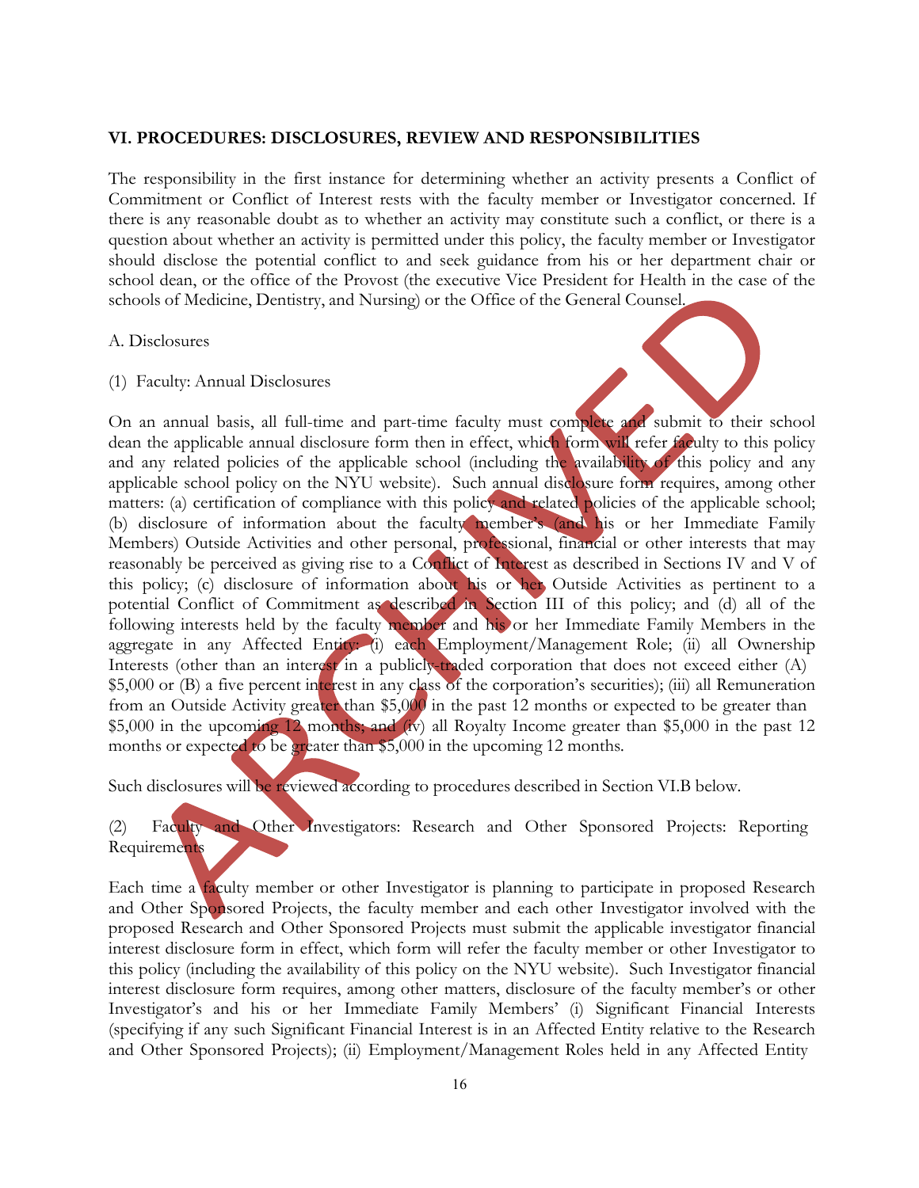## VI. PROCEDURES: DISCLOSURES, REVIEW AND RESPONSIBILITIES

The responsibility in the first instance for determining whether an activity presents a Conflict of Commitment or Conflict of Interest rests with the faculty member or Investigator concerned. If there is any reasonable doubt as to whether an activity may constitute such a conflict, or there is a question about whether an activity is permitted under this policy, the faculty member or Investigator should disclose the potential conflict to and seek guidance from his or her department chair or school dean, or the office of the Provost (the executive Vice President for Health in the case of the schools of Medicine, Dentistry, and Nursing) or the Office of the General Counsel.

A. Disclosures

(1) Faculty: Annual Disclosures

On an annual basis, all full-time and part-time faculty must complete and submit to their school dean the applicable annual disclosure form then in effect, which form will refer faculty to this policy and any related policies of the applicable school (including the availability of this policy and any applicable school policy on the NYU website). Such annual disclosure form requires, among other matters: (a) certification of compliance with this policy and related policies of the applicable school; (b) disclosure of information about the faculty member's (and his or her Immediate Family Members) Outside Activities and other personal, professional, financial or other interests that may reasonably be perceived as giving rise to a Conflict of Interest as described in Sections IV and V of this policy; (c) disclosure of information about his or her Outside Activities as pertinent to a potential Conflict of Commitment as described in Section III of this policy; and (d) all of the following interests held by the faculty member and his or her Immediate Family Members in the aggregate in any Affected Entity: (i) each Employment/Management Role; (ii) all Ownership Interests (other than an interest in a publicly-traded corporation that does not exceed either (A) $5,000 or (B) a five percent interest in any class of the corporation's securities); (iii) all Remuneration from an Outside Activity greater than $5,000 in the past 12 months or expected to be greater than $5,000 in the upcoming 12 months; and (iv) all Royalty Income greater than $5,000 in the past 12 months or expected to be greater than $5,000 in the upcoming 12 months.

Such disclosures will be reviewed according to procedures described in Section VI.B below.

(2) Faculty and Other Investigators: Research and Other Sponsored Projects: Reporting Requirements

Each time a faculty member or other Investigator is planning to participate in proposed Research and Other Sponsored Projects, the faculty member and each other Investigator involved with the proposed Research and Other Sponsored Projects must submit the applicable investigator financial interest disclosure form in effect, which form will refer the faculty member or other Investigator to this policy (including the availability of this policy on the NYU website). Such Investigator financial interest disclosure form requires, among other matters, disclosure of the faculty member's or other Investigator's and his or her Immediate Family Members' (i) Significant Financial Interests (specifying if any such Significant Financial Interest is in an Affected Entity relative to the Research and Other Sponsored Projects); (ii) Employment/Management Roles held in any Affected Entity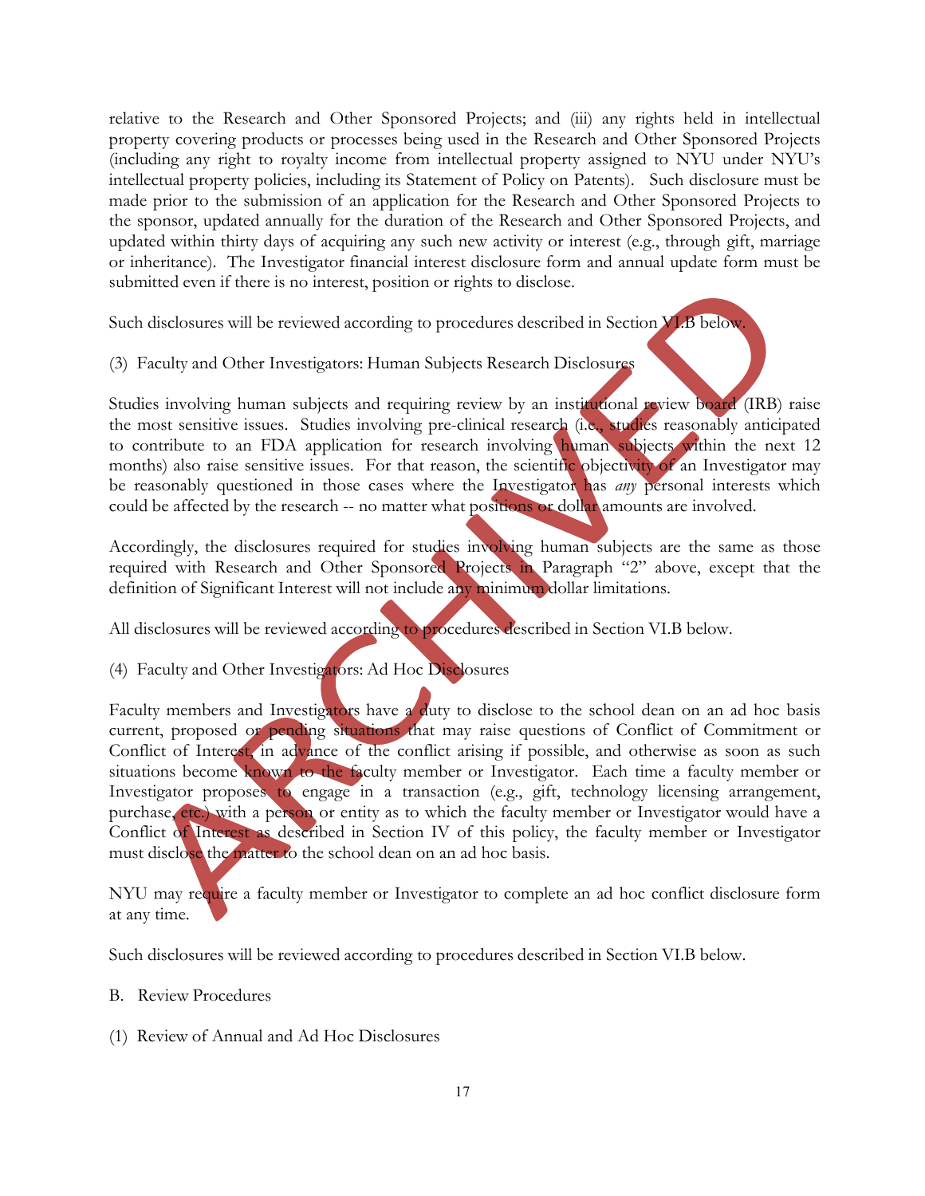relative to the Research and Other Sponsored Projects; and (iii) any rights held in intellectual property covering products or processes being used in the Research and Other Sponsored Projects (including any right to royalty income from intellectual property assigned to NYU under NYU's intellectual property policies, including its Statement of Policy on Patents). Such disclosure must be made prior to the submission of an application for the Research and Other Sponsored Projects to the sponsor, updated annually for the duration of the Research and Other Sponsored Projects, and updated within thirty days of acquiring any such new activity or interest (e.g., through gift, marriage or inheritance). The Investigator financial interest disclosure form and annual update form must be submitted even if there is no interest, position or rights to disclose.

Such disclosures will be reviewed according to procedures described in Section VI.B below.

(3) Faculty and Other Investigators: Human Subjects Research Disclosures

Studies involving human subjects and requiring review by an institutional review board (IRB) raise the most sensitive issues. Studies involving pre-clinical research (i.e., studies reasonably anticipated to contribute to an FDA application for research involving human subjects within the next 12 months) also raise sensitive issues. For that reason, the scientific objectivity of an Investigator may be reasonably questioned in those cases where the Investigator has *any* personal interests which could be affected by the research -- no matter what positions or dollar amounts are involved.

Accordingly, the disclosures required for studies involving human subjects are the same as those required with Research and Other Sponsored Projects in Paragraph "2" above, except that the definition of Significant Interest will not include any minimum dollar limitations.

All disclosures will be reviewed according to procedures described in Section VI.B below.

(4) Faculty and Other Investigators: Ad Hoc Disclosures

Faculty members and Investigators have a duty to disclose to the school dean on an ad hoc basis current, proposed or pending situations that may raise questions of Conflict of Commitment or Conflict of Interest, in advance of the conflict arising if possible, and otherwise as soon as such situations become known to the faculty member or Investigator. Each time a faculty member or Investigator proposes to engage in a transaction (e.g., gift, technology licensing arrangement, purchase, etc.) with a person or entity as to which the faculty member or Investigator would have a Conflict of Interest as described in Section IV of this policy, the faculty member or Investigator must disclose the matter to the school dean on an ad hoc basis.

NYU may require a faculty member or Investigator to complete an ad hoc conflict disclosure form at any time.

Such disclosures will be reviewed according to procedures described in Section VI.B below.

B. Review Procedures

(1) Review of Annual and Ad Hoc Disclosures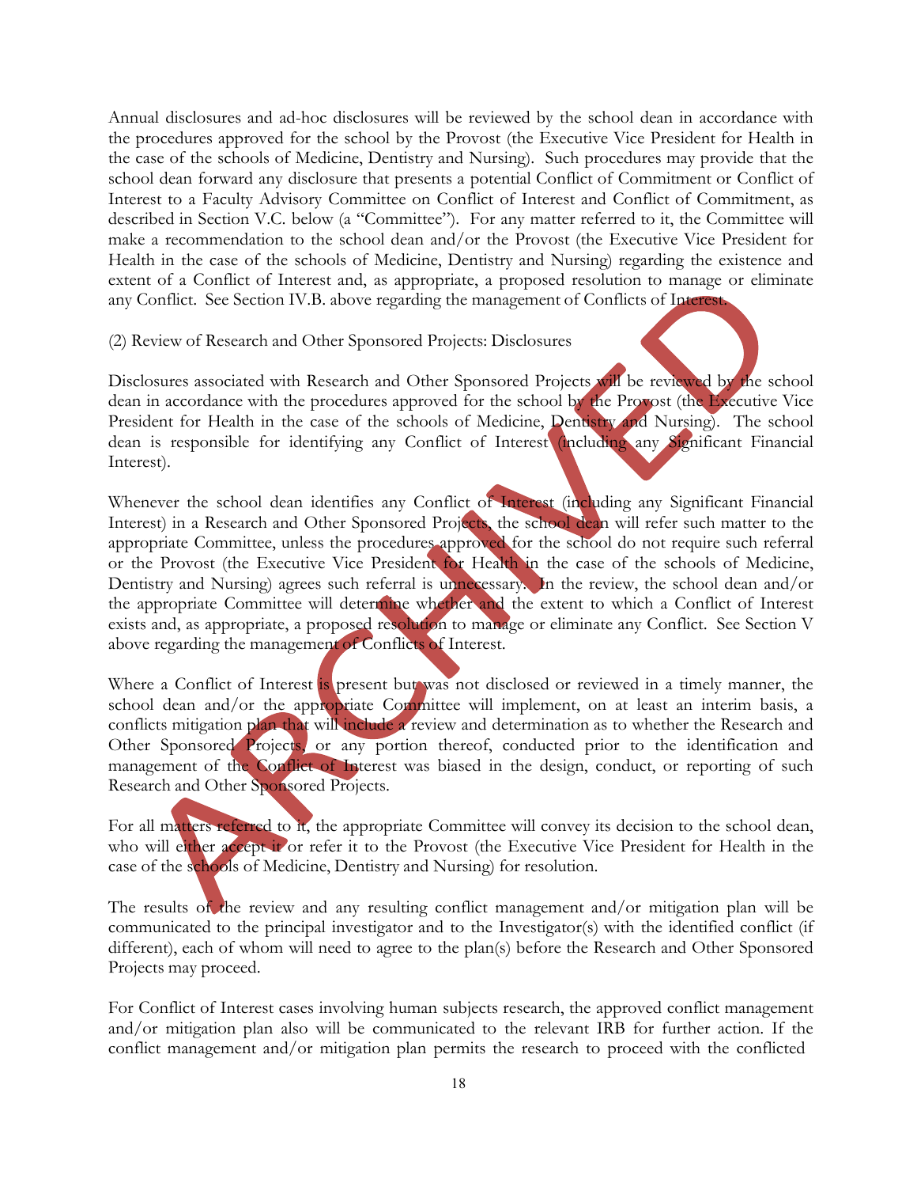Annual disclosures and ad-hoc disclosures will be reviewed by the school dean in accordance with the procedures approved for the school by the Provost (the Executive Vice President for Health in the case of the schools of Medicine, Dentistry and Nursing). Such procedures may provide that the school dean forward any disclosure that presents a potential Conflict of Commitment or Conflict of Interest to a Faculty Advisory Committee on Conflict of Interest and Conflict of Commitment, as described in Section V.C. below (a "Committee"). For any matter referred to it, the Committee will make a recommendation to the school dean and/or the Provost (the Executive Vice President for Health in the case of the schools of Medicine, Dentistry and Nursing) regarding the existence and extent of a Conflict of Interest and, as appropriate, a proposed resolution to manage or eliminate any Conflict. See Section IV.B. above regarding the management of Conflicts of Interest.

(2) Review of Research and Other Sponsored Projects: Disclosures

Disclosures associated with Research and Other Sponsored Projects will be reviewed by the school dean in accordance with the procedures approved for the school by the Provost (the Executive Vice President for Health in the case of the schools of Medicine, Dentistry and Nursing). The school dean is responsible for identifying any Conflict of Interest (including any Significant Financial Interest).

Whenever the school dean identifies any Conflict of Interest (including any Significant Financial Interest) in a Research and Other Sponsored Projects, the school dean will refer such matter to the appropriate Committee, unless the procedures approved for the school do not require such referral or the Provost (the Executive Vice President for Health in the case of the schools of Medicine, Dentistry and Nursing) agrees such referral is unnecessary. In the review, the school dean and/or the appropriate Committee will determine whether and the extent to which a Conflict of Interest exists and, as appropriate, a proposed resolution to manage or eliminate any Conflict. See Section V above regarding the management of Conflicts of Interest.

Where a Conflict of Interest is present but was not disclosed or reviewed in a timely manner, the school dean and/or the appropriate Committee will implement, on at least an interim basis, a conflicts mitigation plan that will include a review and determination as to whether the Research and Other Sponsored Projects, or any portion thereof, conducted prior to the identification and management of the Conflict of Interest was biased in the design, conduct, or reporting of such Research and Other Sponsored Projects.

For all matters referred to it, the appropriate Committee will convey its decision to the school dean, who will either accept it or refer it to the Provost (the Executive Vice President for Health in the case of the schools of Medicine, Dentistry and Nursing) for resolution.

The results of the review and any resulting conflict management and/or mitigation plan will be communicated to the principal investigator and to the Investigator(s) with the identified conflict (if different), each of whom will need to agree to the plan(s) before the Research and Other Sponsored Projects may proceed.

For Conflict of Interest cases involving human subjects research, the approved conflict management and/or mitigation plan also will be communicated to the relevant IRB for further action. If the conflict management and/or mitigation plan permits the research to proceed with the conflicted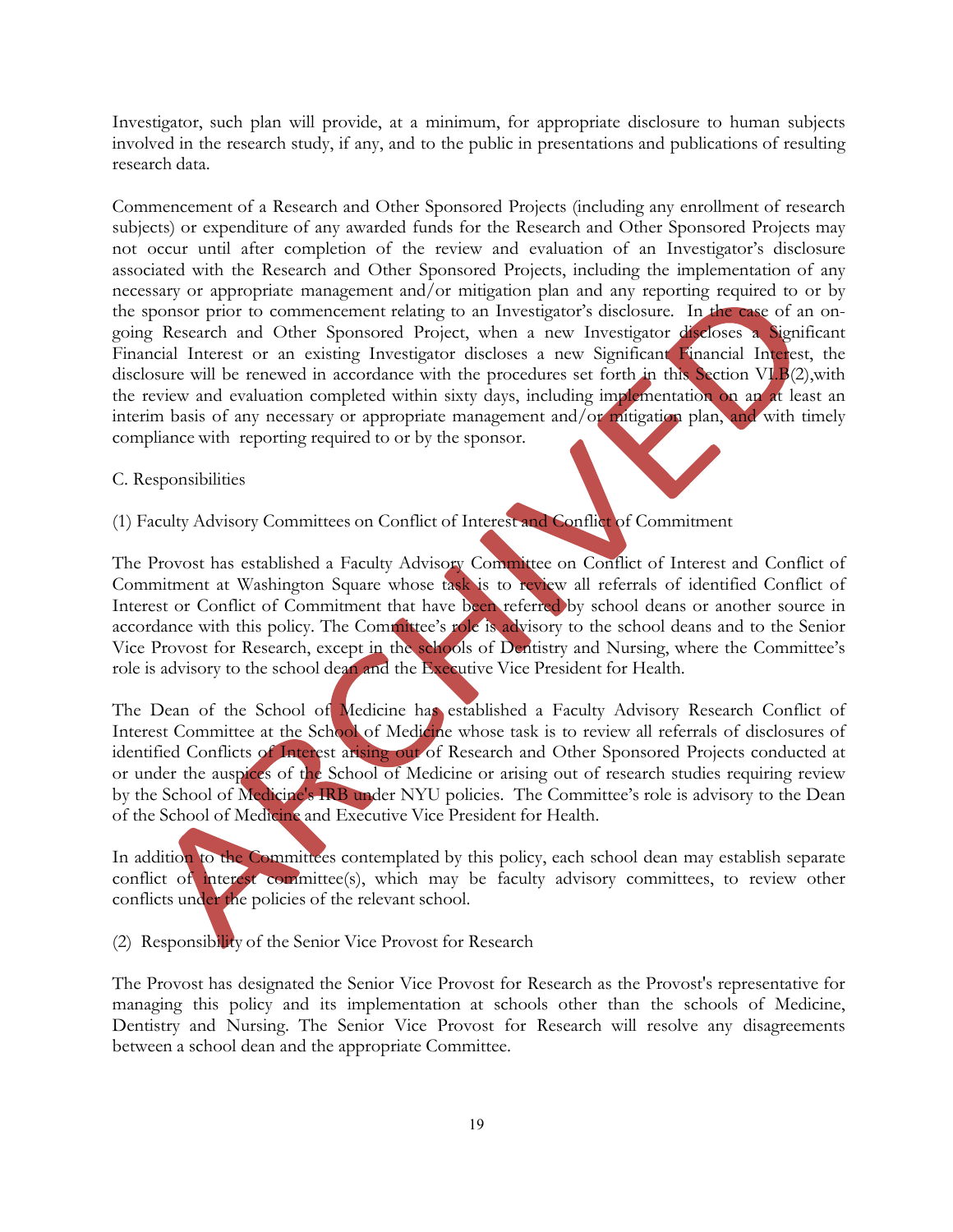Investigator, such plan will provide, at a minimum, for appropriate disclosure to human subjects involved in the research study, if any, and to the public in presentations and publications of resulting research data.

Commencement of a Research and Other Sponsored Projects (including any enrollment of research subjects) or expenditure of any awarded funds for the Research and Other Sponsored Projects may not occur until after completion of the review and evaluation of an Investigator's disclosure associated with the Research and Other Sponsored Projects, including the implementation of any necessary or appropriate management and/or mitigation plan and any reporting required to or by the sponsor prior to commencement relating to an Investigator's disclosure. In the case of an on-going Research and Other Sponsored Project, when a new Investigator discloses a Significant Financial Interest or an existing Investigator discloses a new Significant Financial Interest, the disclosure will be renewed in accordance with the procedures set forth in this Section VI.B(2),with the review and evaluation completed within sixty days, including implementation on an at least an interim basis of any necessary or appropriate management and/or mitigation plan, and with timely compliance with reporting required to or by the sponsor.

C. Responsibilities

(1) Faculty Advisory Committees on Conflict of Interest and Conflict of Commitment

The Provost has established a Faculty Advisory Committee on Conflict of Interest and Conflict of Commitment at Washington Square whose task is to review all referrals of identified Conflict of Interest or Conflict of Commitment that have been referred by school deans or another source in accordance with this policy. The Committee's role is advisory to the school deans and to the Senior Vice Provost for Research, except in the schools of Dentistry and Nursing, where the Committee's role is advisory to the school dean and the Executive Vice President for Health.

The Dean of the School of Medicine has established a Faculty Advisory Research Conflict of Interest Committee at the School of Medicine whose task is to review all referrals of disclosures of identified Conflicts of Interest arising out of Research and Other Sponsored Projects conducted at or under the auspices of the School of Medicine or arising out of research studies requiring review by the School of Medicine's IRB under NYU policies. The Committee's role is advisory to the Dean of the School of Medicine and Executive Vice President for Health.

In addition to the Committees contemplated by this policy, each school dean may establish separate conflict of interest committee(s), which may be faculty advisory committees, to review other conflicts under the policies of the relevant school.

(2) Responsibility of the Senior Vice Provost for Research

The Provost has designated the Senior Vice Provost for Research as the Provost's representative for managing this policy and its implementation at schools other than the schools of Medicine, Dentistry and Nursing. The Senior Vice Provost for Research will resolve any disagreements between a school dean and the appropriate Committee.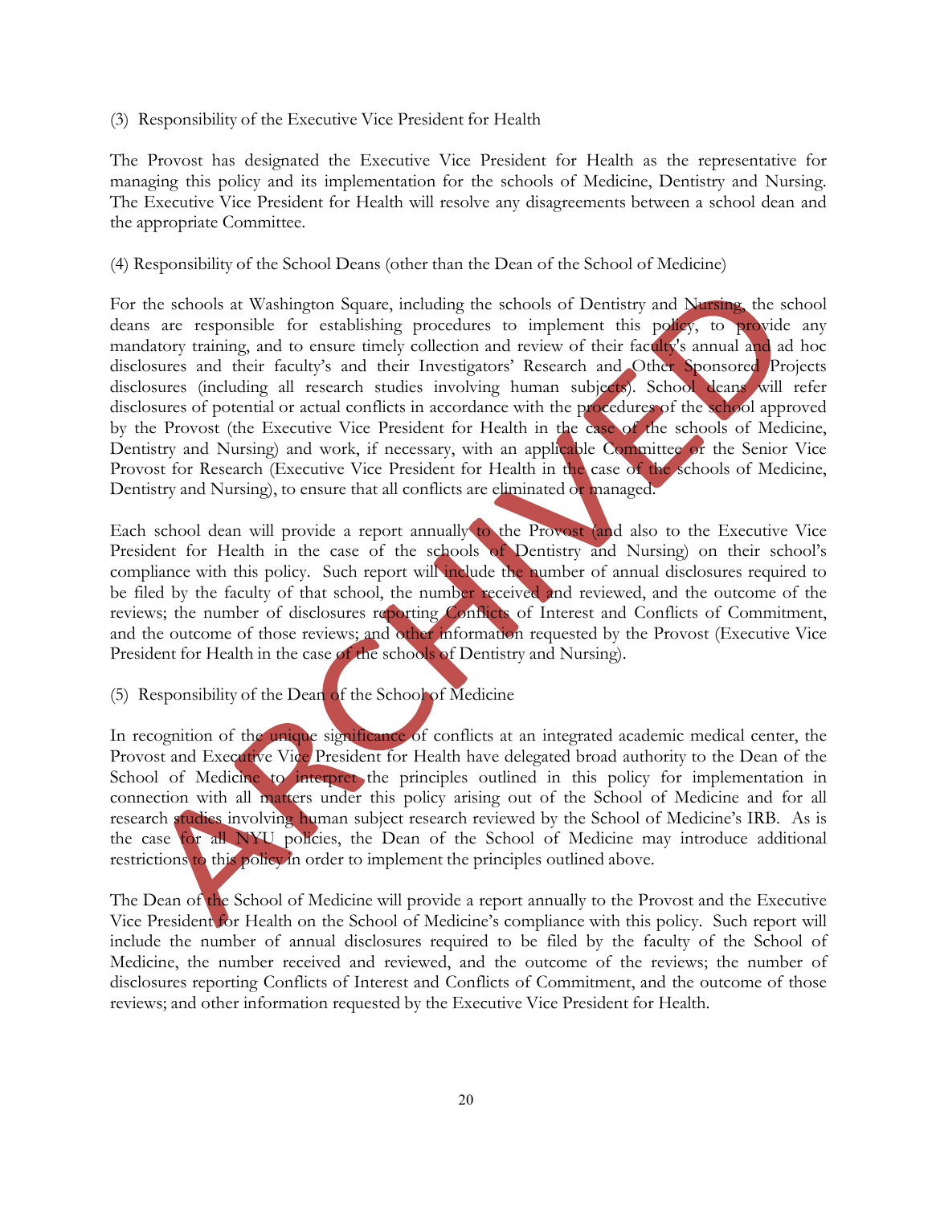(3) Responsibility of the Executive Vice President for Health

The Provost has designated the Executive Vice President for Health as the representative for managing this policy and its implementation for the schools of Medicine, Dentistry and Nursing. The Executive Vice President for Health will resolve any disagreements between a school dean and the appropriate Committee.

(4) Responsibility of the School Deans (other than the Dean of the School of Medicine)

For the schools at Washington Square, including the schools of Dentistry and Nursing, the school deans are responsible for establishing procedures to implement this policy, to provide any mandatory training, and to ensure timely collection and review of their faculty's annual and ad hoc disclosures and their faculty's and their Investigators' Research and Other Sponsored Projects disclosures (including all research studies involving human subjects). School deans will refer disclosures of potential or actual conflicts in accordance with the procedures of the school approved by the Provost (the Executive Vice President for Health in the case of the schools of Medicine, Dentistry and Nursing) and work, if necessary, with an applicable Committee or the Senior Vice Provost for Research (Executive Vice President for Health in the case of the schools of Medicine, Dentistry and Nursing), to ensure that all conflicts are eliminated or managed.

Each school dean will provide a report annually to the Provost (and also to the Executive Vice President for Health in the case of the schools of Dentistry and Nursing) on their school's compliance with this policy. Such report will include the number of annual disclosures required to be filed by the faculty of that school, the number received and reviewed, and the outcome of the reviews; the number of disclosures reporting Conflicts of Interest and Conflicts of Commitment, and the outcome of those reviews; and other information requested by the Provost (Executive Vice President for Health in the case of the schools of Dentistry and Nursing).

(5) Responsibility of the Dean of the School of Medicine

In recognition of the unique significance of conflicts at an integrated academic medical center, the Provost and Executive Vice President for Health have delegated broad authority to the Dean of the School of Medicine to interpret the principles outlined in this policy for implementation in connection with all matters under this policy arising out of the School of Medicine and for all research studies involving human subject research reviewed by the School of Medicine's IRB. As is the case for all NYU policies, the Dean of the School of Medicine may introduce additional restrictions to this policy in order to implement the principles outlined above.

The Dean of the School of Medicine will provide a report annually to the Provost and the Executive Vice President for Health on the School of Medicine's compliance with this policy. Such report will include the number of annual disclosures required to be filed by the faculty of the School of Medicine, the number received and reviewed, and the outcome of the reviews; the number of disclosures reporting Conflicts of Interest and Conflicts of Commitment, and the outcome of those reviews; and other information requested by the Executive Vice President for Health.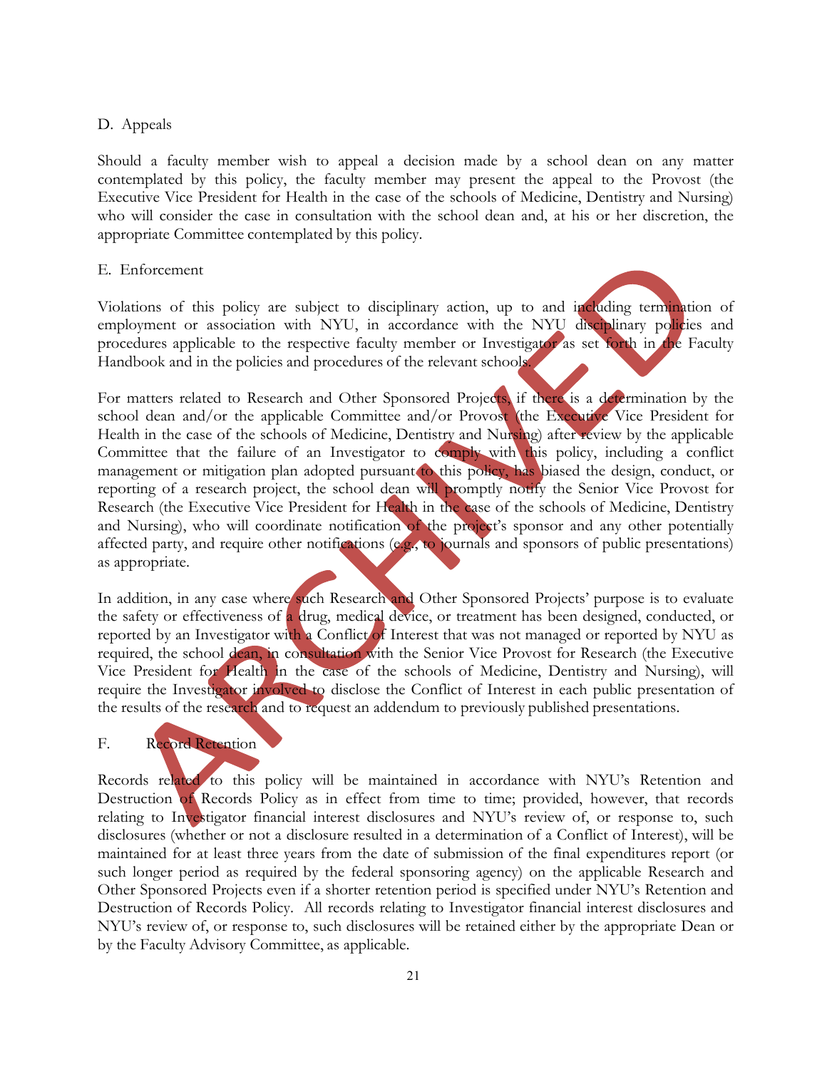## D. Appeals

Should a faculty member wish to appeal a decision made by a school dean on any matter contemplated by this policy, the faculty member may present the appeal to the Provost (the Executive Vice President for Health in the case of the schools of Medicine, Dentistry and Nursing) who will consider the case in consultation with the school dean and, at his or her discretion, the appropriate Committee contemplated by this policy.

## E. Enforcement

Violations of this policy are subject to disciplinary action, up to and including termination of employment or association with NYU, in accordance with the NYU disciplinary policies and procedures applicable to the respective faculty member or Investigator as set forth in the Faculty Handbook and in the policies and procedures of the relevant schools.

For matters related to Research and Other Sponsored Projects, if there is a determination by the school dean and/or the applicable Committee and/or Provost (the Executive Vice President for Health in the case of the schools of Medicine, Dentistry and Nursing) after review by the applicable Committee that the failure of an Investigator to comply with this policy, including a conflict management or mitigation plan adopted pursuant to this policy, has biased the design, conduct, or reporting of a research project, the school dean will promptly notify the Senior Vice Provost for Research (the Executive Vice President for Health in the case of the schools of Medicine, Dentistry and Nursing), who will coordinate notification of the project's sponsor and any other potentially affected party, and require other notifications (e.g., to journals and sponsors of public presentations) as appropriate.

In addition, in any case where such Research and Other Sponsored Projects' purpose is to evaluate the safety or effectiveness of a drug, medical device, or treatment has been designed, conducted, or reported by an Investigator with a Conflict of Interest that was not managed or reported by NYU as required, the school dean, in consultation with the Senior Vice Provost for Research (the Executive Vice President for Health in the case of the schools of Medicine, Dentistry and Nursing), will require the Investigator involved to disclose the Conflict of Interest in each public presentation of the results of the research and to request an addendum to previously published presentations.

## F. Record Retention

Records related to this policy will be maintained in accordance with NYU's Retention and Destruction of Records Policy as in effect from time to time; provided, however, that records relating to Investigator financial interest disclosures and NYU's review of, or response to, such disclosures (whether or not a disclosure resulted in a determination of a Conflict of Interest), will be maintained for at least three years from the date of submission of the final expenditures report (or such longer period as required by the federal sponsoring agency) on the applicable Research and Other Sponsored Projects even if a shorter retention period is specified under NYU's Retention and Destruction of Records Policy. All records relating to Investigator financial interest disclosures and NYU's review of, or response to, such disclosures will be retained either by the appropriate Dean or by the Faculty Advisory Committee, as applicable.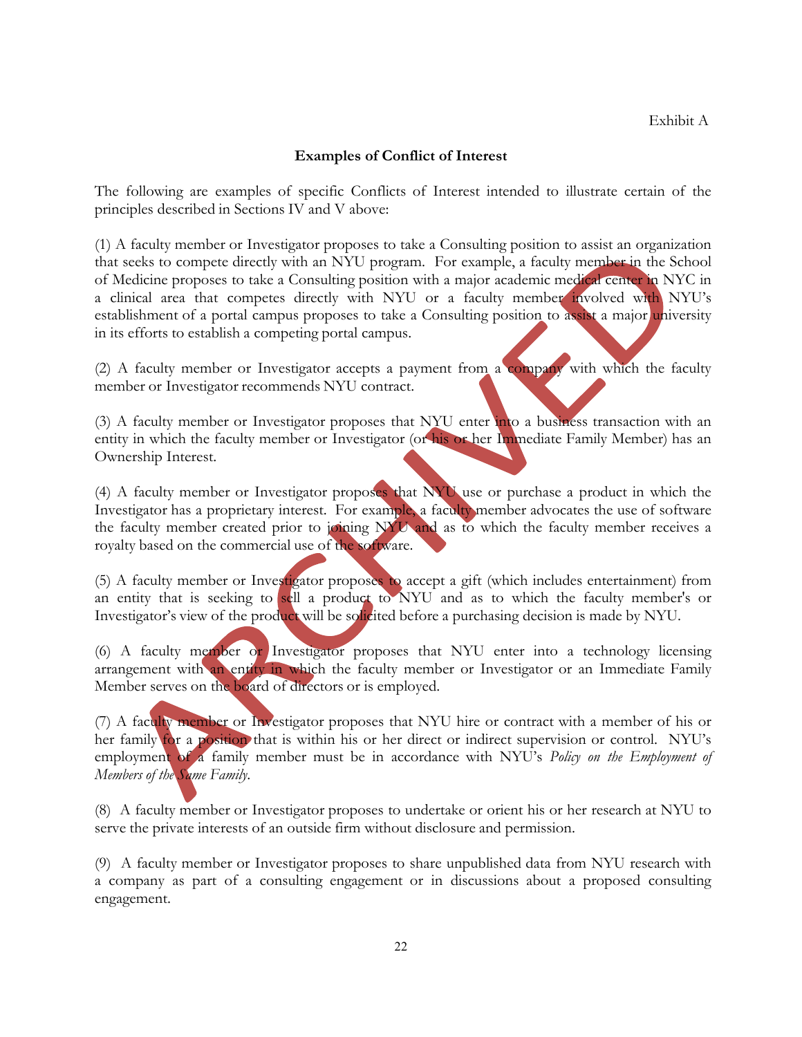Exhibit A

## Examples of Conflict of Interest

The following are examples of specific Conflicts of Interest intended to illustrate certain of the principles described in Sections IV and V above:

(1) A faculty member or Investigator proposes to take a Consulting position to assist an organization that seeks to compete directly with an NYU program. For example, a faculty member in the School of Medicine proposes to take a Consulting position with a major academic medical center in NYC in a clinical area that competes directly with NYU or a faculty member involved with NYU's establishment of a portal campus proposes to take a Consulting position to assist a major university in its efforts to establish a competing portal campus.

(2) A faculty member or Investigator accepts a payment from a company with which the faculty member or Investigator recommends NYU contract.

(3) A faculty member or Investigator proposes that NYU enter into a business transaction with an entity in which the faculty member or Investigator (or his or her Immediate Family Member) has an Ownership Interest.

(4) A faculty member or Investigator proposes that NYU use or purchase a product in which the Investigator has a proprietary interest. For example, a faculty member advocates the use of software the faculty member created prior to joining NYU and as to which the faculty member receives a royalty based on the commercial use of the software.

(5) A faculty member or Investigator proposes to accept a gift (which includes entertainment) from an entity that is seeking to sell a product to NYU and as to which the faculty member's or Investigator's view of the product will be solicited before a purchasing decision is made by NYU.

(6) A faculty member or Investigator proposes that NYU enter into a technology licensing arrangement with an entity in which the faculty member or Investigator or an Immediate Family Member serves on the board of directors or is employed.

(7) A faculty member or Investigator proposes that NYU hire or contract with a member of his or her family for a position that is within his or her direct or indirect supervision or control. NYU's employment of a family member must be in accordance with NYU's *Policy on the Employment of Members of the Same Family*.

(8) A faculty member or Investigator proposes to undertake or orient his or her research at NYU to serve the private interests of an outside firm without disclosure and permission.

(9) A faculty member or Investigator proposes to share unpublished data from NYU research with a company as part of a consulting engagement or in discussions about a proposed consulting engagement.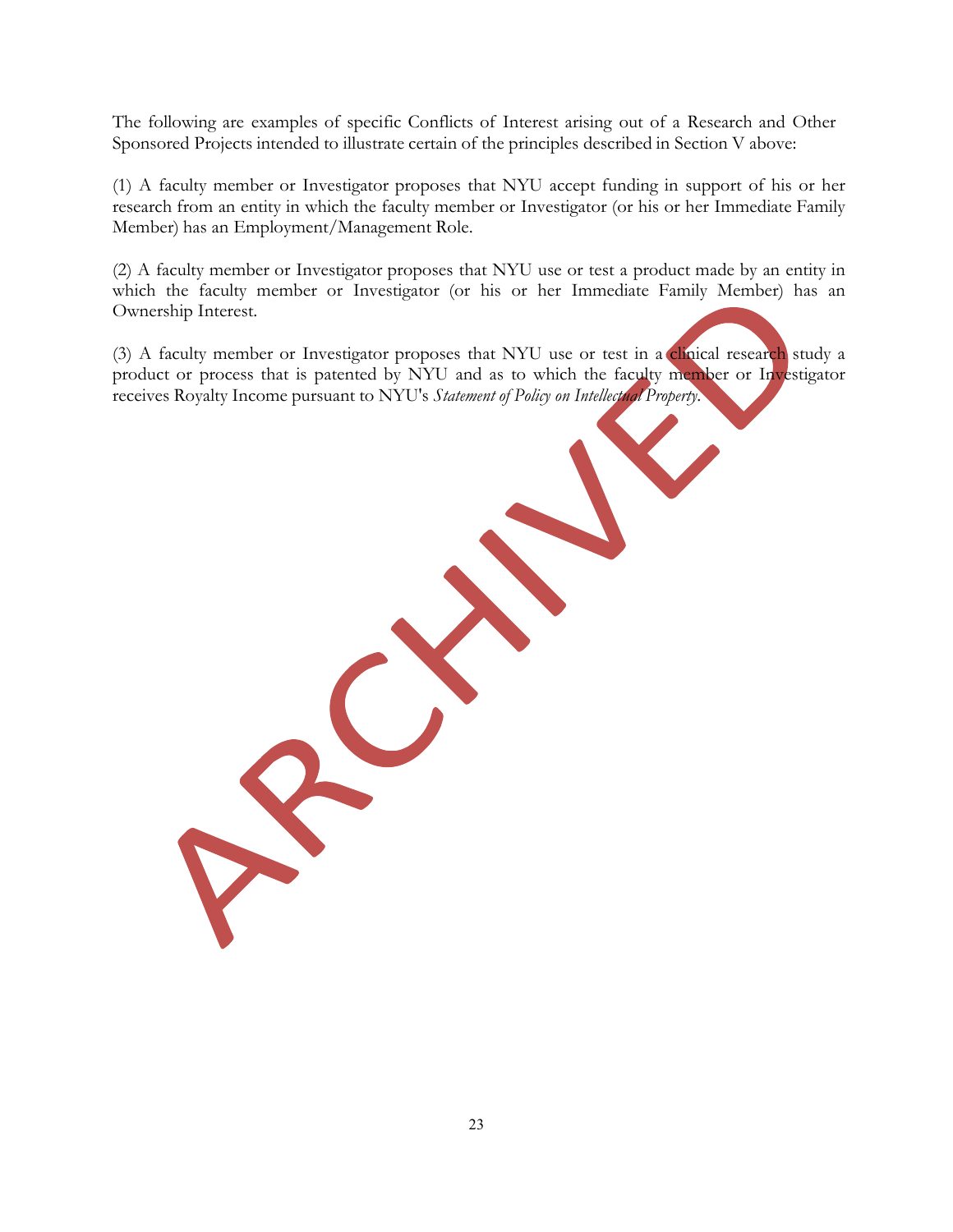The following are examples of specific Conflicts of Interest arising out of a Research and Other Sponsored Projects intended to illustrate certain of the principles described in Section V above:

(1) A faculty member or Investigator proposes that NYU accept funding in support of his or her research from an entity in which the faculty member or Investigator (or his or her Immediate Family Member) has an Employment/Management Role.

(2) A faculty member or Investigator proposes that NYU use or test a product made by an entity in which the faculty member or Investigator (or his or her Immediate Family Member) has an Ownership Interest.

(3) A faculty member or Investigator proposes that NYU use or test in a clinical research study a product or process that is patented by NYU and as to which the faculty member or Investigator receives Royalty Income pursuant to NYU's *Statement of Policy on Intellectual Property*.

ARCHIVED